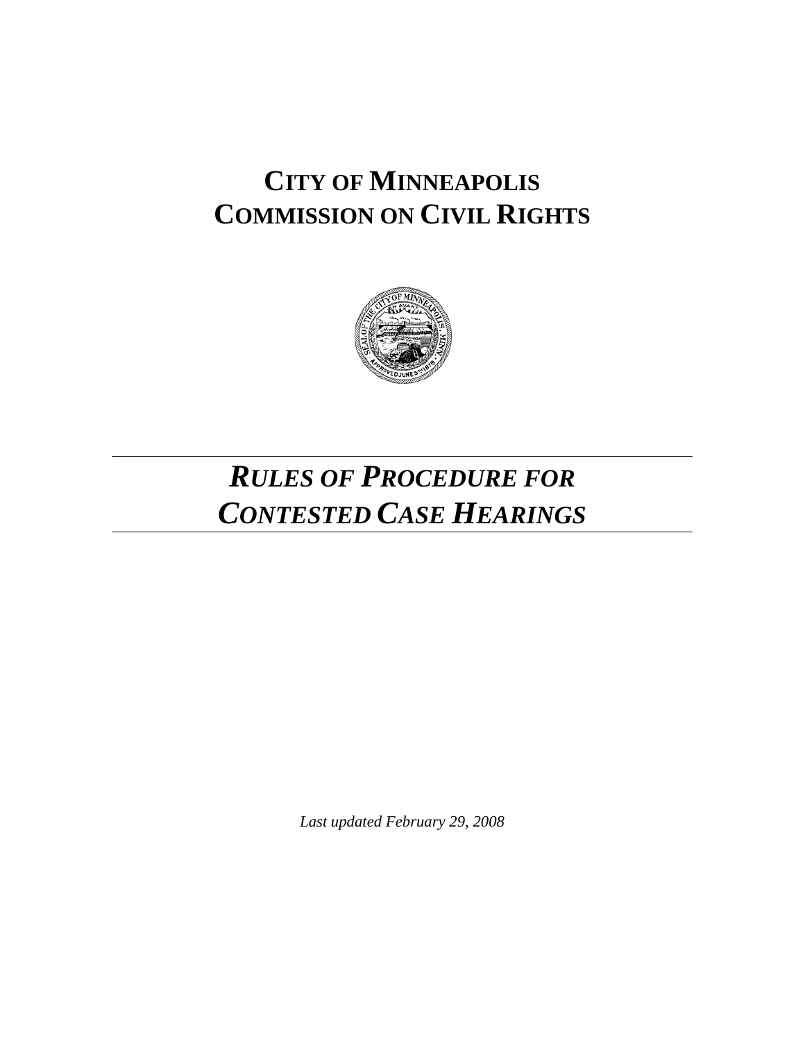# CITY OF MINNEAPOLIS
# COMMISSION ON CIVIL RIGHTS

---

## *RULES OF PROCEDURE FOR CONTESTED CASE HEARINGS*

---

*Last updated February 29, 2008*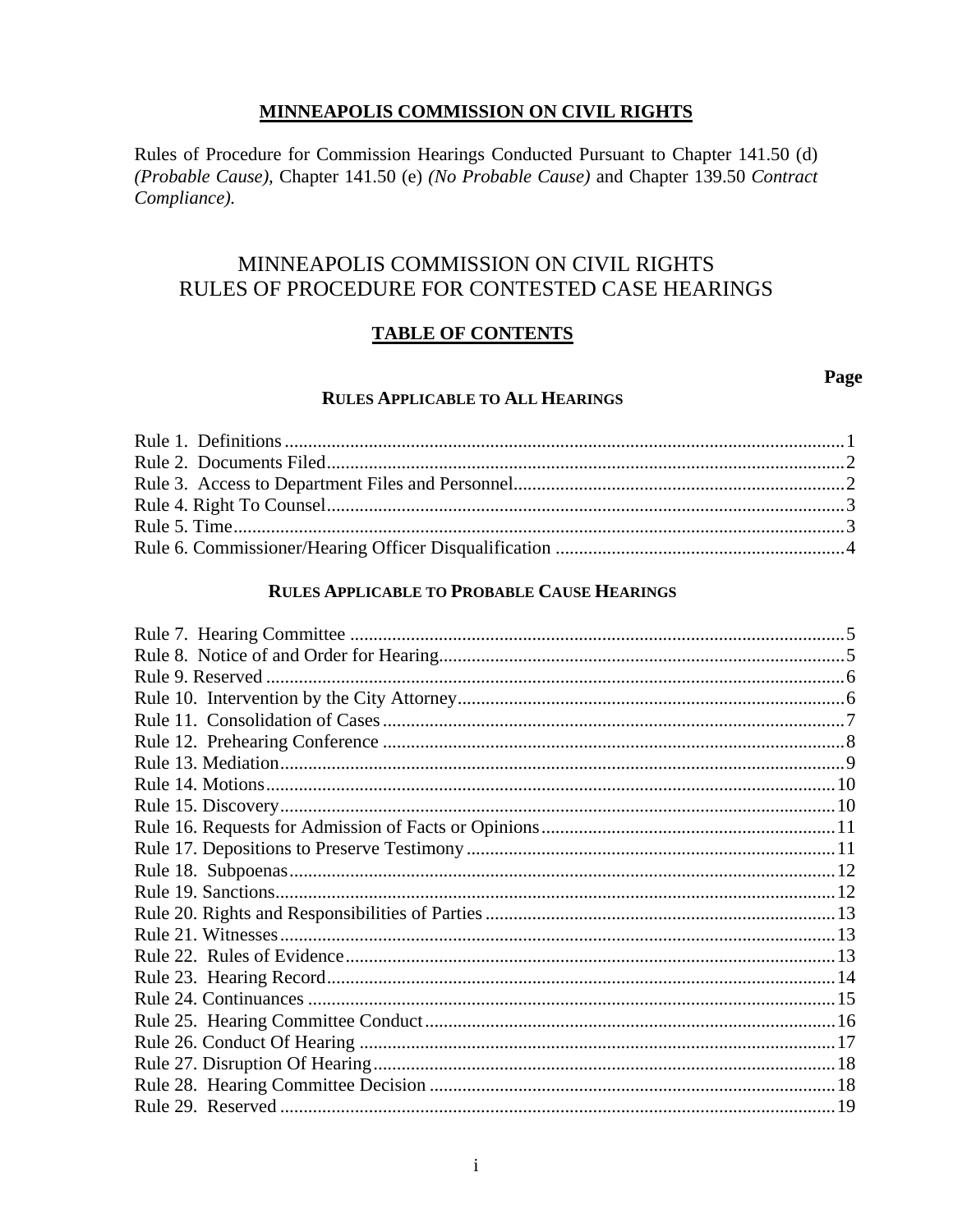**MINNEAPOLIS COMMISSION ON CIVIL RIGHTS**

Rules of Procedure for Commission Hearings Conducted Pursuant to Chapter 141.50 (d) *(Probable Cause)*, Chapter 141.50 (e) *(No Probable Cause)* and Chapter 139.50 *Contract Compliance).*

# MINNEAPOLIS COMMISSION ON CIVIL RIGHTS RULES OF PROCEDURE FOR CONTESTED CASE HEARINGS

## TABLE OF CONTENTS

| | Page |
|---|---|
| **RULES APPLICABLE TO ALL HEARINGS** | |
| Rule 1. Definitions | 1 |
| Rule 2. Documents Filed | 2 |
| Rule 3. Access to Department Files and Personnel | 2 |
| Rule 4. Right To Counsel | 3 |
| Rule 5. Time | 3 |
| Rule 6. Commissioner/Hearing Officer Disqualification | 4 |
| **RULES APPLICABLE TO PROBABLE CAUSE HEARINGS** | |
| Rule 7. Hearing Committee | 5 |
| Rule 8. Notice of and Order for Hearing | 5 |
| Rule 9. Reserved | 6 |
| Rule 10. Intervention by the City Attorney | 6 |
| Rule 11. Consolidation of Cases | 7 |
| Rule 12. Prehearing Conference | 8 |
| Rule 13. Mediation | 9 |
| Rule 14. Motions | 10 |
| Rule 15. Discovery | 10 |
| Rule 16. Requests for Admission of Facts or Opinions | 11 |
| Rule 17. Depositions to Preserve Testimony | 11 |
| Rule 18. Subpoenas | 12 |
| Rule 19. Sanctions | 12 |
| Rule 20. Rights and Responsibilities of Parties | 13 |
| Rule 21. Witnesses | 13 |
| Rule 22. Rules of Evidence | 13 |
| Rule 23. Hearing Record | 14 |
| Rule 24. Continuances | 15 |
| Rule 25. Hearing Committee Conduct | 16 |
| Rule 26. Conduct Of Hearing | 17 |
| Rule 27. Disruption Of Hearing | 18 |
| Rule 28. Hearing Committee Decision | 18 |
| Rule 29. Reserved | 19 |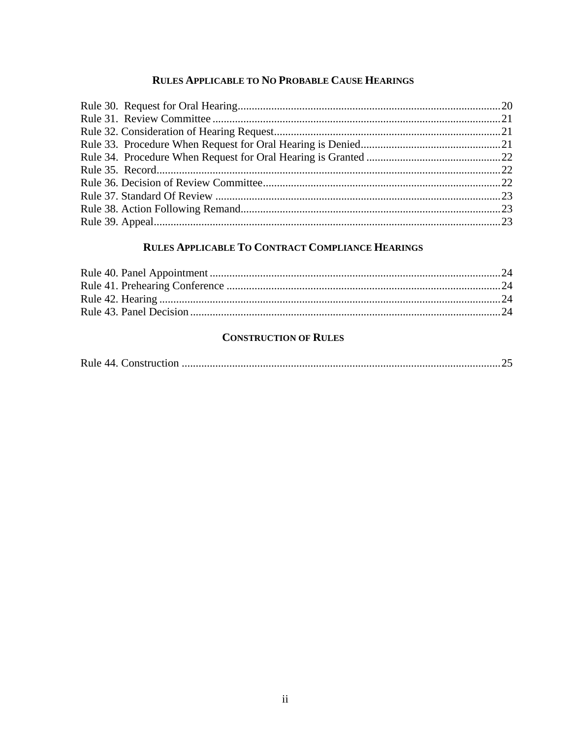## RULES APPLICABLE TO NO PROBABLE CAUSE HEARINGS

Rule 30. Request for Oral Hearing .......... 20
Rule 31. Review Committee .......... 21
Rule 32. Consideration of Hearing Request .......... 21
Rule 33. Procedure When Request for Oral Hearing is Denied .......... 21
Rule 34. Procedure When Request for Oral Hearing is Granted .......... 22
Rule 35. Record .......... 22
Rule 36. Decision of Review Committee .......... 22
Rule 37. Standard Of Review .......... 23
Rule 38. Action Following Remand .......... 23
Rule 39. Appeal .......... 23

## RULES APPLICABLE TO CONTRACT COMPLIANCE HEARINGS

Rule 40. Panel Appointment .......... 24
Rule 41. Prehearing Conference .......... 24
Rule 42. Hearing .......... 24
Rule 43. Panel Decision .......... 24

## CONSTRUCTION OF RULES

Rule 44. Construction .......... 25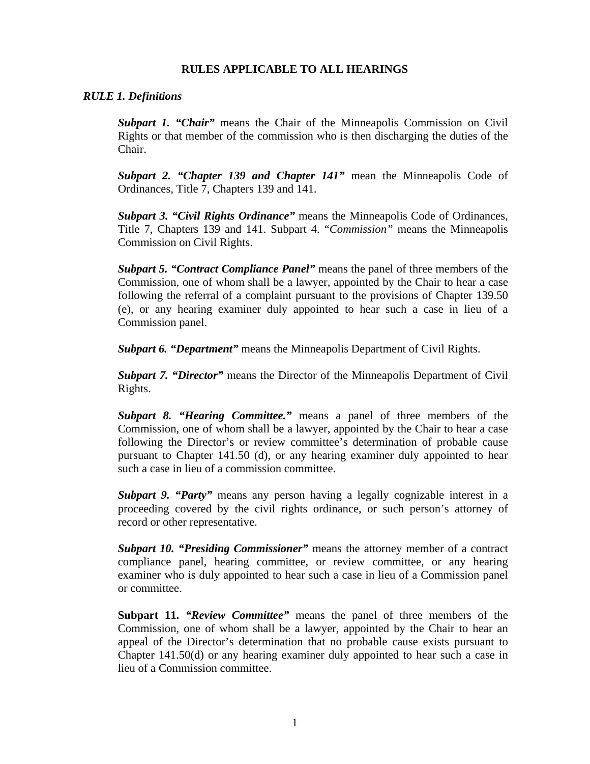## RULES APPLICABLE TO ALL HEARINGS

### *RULE 1. Definitions*

***Subpart 1. "Chair"*** means the Chair of the Minneapolis Commission on Civil Rights or that member of the commission who is then discharging the duties of the Chair.

***Subpart 2. "Chapter 139 and Chapter 141"*** mean the Minneapolis Code of Ordinances, Title 7, Chapters 139 and 141.

***Subpart 3. "Civil Rights Ordinance"*** means the Minneapolis Code of Ordinances, Title 7, Chapters 139 and 141. Subpart 4. "*Commission"* means the Minneapolis Commission on Civil Rights.

***Subpart 5. "Contract Compliance Panel"*** means the panel of three members of the Commission, one of whom shall be a lawyer, appointed by the Chair to hear a case following the referral of a complaint pursuant to the provisions of Chapter 139.50 (e), or any hearing examiner duly appointed to hear such a case in lieu of a Commission panel.

***Subpart 6. "Department"*** means the Minneapolis Department of Civil Rights.

***Subpart 7. "Director"*** means the Director of the Minneapolis Department of Civil Rights.

***Subpart 8. "Hearing Committee."*** means a panel of three members of the Commission, one of whom shall be a lawyer, appointed by the Chair to hear a case following the Director's or review committee's determination of probable cause pursuant to Chapter 141.50 (d), or any hearing examiner duly appointed to hear such a case in lieu of a commission committee.

***Subpart 9. "Party"*** means any person having a legally cognizable interest in a proceeding covered by the civil rights ordinance, or such person's attorney of record or other representative.

***Subpart 10. "Presiding Commissioner"*** means the attorney member of a contract compliance panel, hearing committee, or review committee, or any hearing examiner who is duly appointed to hear such a case in lieu of a Commission panel or committee.

**Subpart 11. *"Review Committee"*** means the panel of three members of the Commission, one of whom shall be a lawyer, appointed by the Chair to hear an appeal of the Director's determination that no probable cause exists pursuant to Chapter 141.50(d) or any hearing examiner duly appointed to hear such a case in lieu of a Commission committee.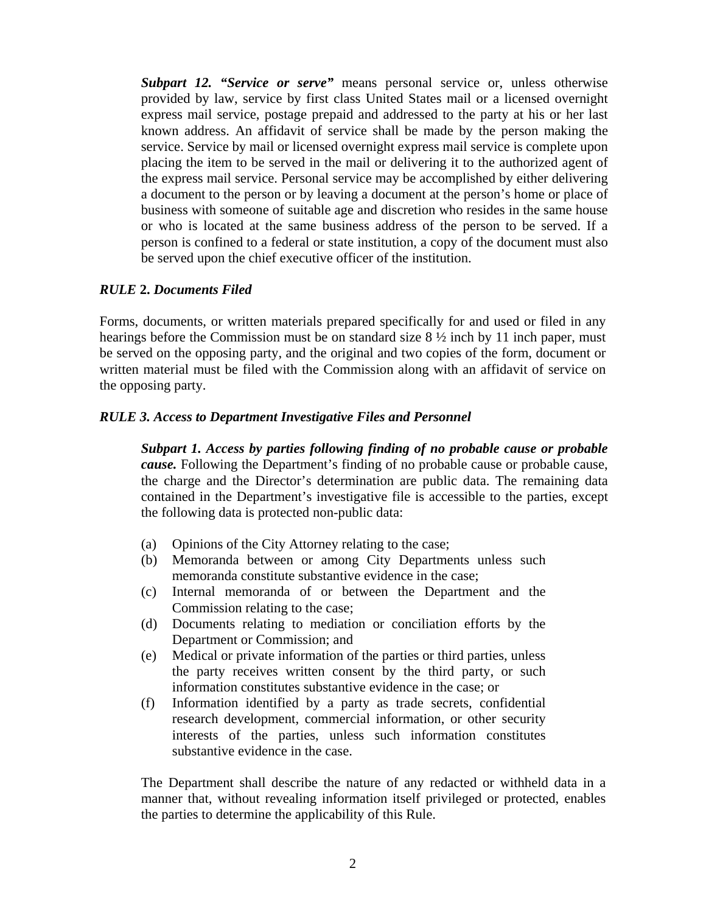***Subpart 12. "Service or serve"*** means personal service or, unless otherwise provided by law, service by first class United States mail or a licensed overnight express mail service, postage prepaid and addressed to the party at his or her last known address. An affidavit of service shall be made by the person making the service. Service by mail or licensed overnight express mail service is complete upon placing the item to be served in the mail or delivering it to the authorized agent of the express mail service. Personal service may be accomplished by either delivering a document to the person or by leaving a document at the person's home or place of business with someone of suitable age and discretion who resides in the same house or who is located at the same business address of the person to be served. If a person is confined to a federal or state institution, a copy of the document must also be served upon the chief executive officer of the institution.

***RULE* 2. *Documents Filed***

Forms, documents, or written materials prepared specifically for and used or filed in any hearings before the Commission must be on standard size 8 ½ inch by 11 inch paper, must be served on the opposing party, and the original and two copies of the form, document or written material must be filed with the Commission along with an affidavit of service on the opposing party.

***RULE 3. Access to Department Investigative Files and Personnel***

***Subpart 1. Access by parties following finding of no probable cause or probable cause.*** Following the Department's finding of no probable cause or probable cause, the charge and the Director's determination are public data. The remaining data contained in the Department's investigative file is accessible to the parties, except the following data is protected non-public data:

(a) Opinions of the City Attorney relating to the case;
(b) Memoranda between or among City Departments unless such memoranda constitute substantive evidence in the case;
(c) Internal memoranda of or between the Department and the Commission relating to the case;
(d) Documents relating to mediation or conciliation efforts by the Department or Commission; and
(e) Medical or private information of the parties or third parties, unless the party receives written consent by the third party, or such information constitutes substantive evidence in the case; or
(f) Information identified by a party as trade secrets, confidential research development, commercial information, or other security interests of the parties, unless such information constitutes substantive evidence in the case.

The Department shall describe the nature of any redacted or withheld data in a manner that, without revealing information itself privileged or protected, enables the parties to determine the applicability of this Rule.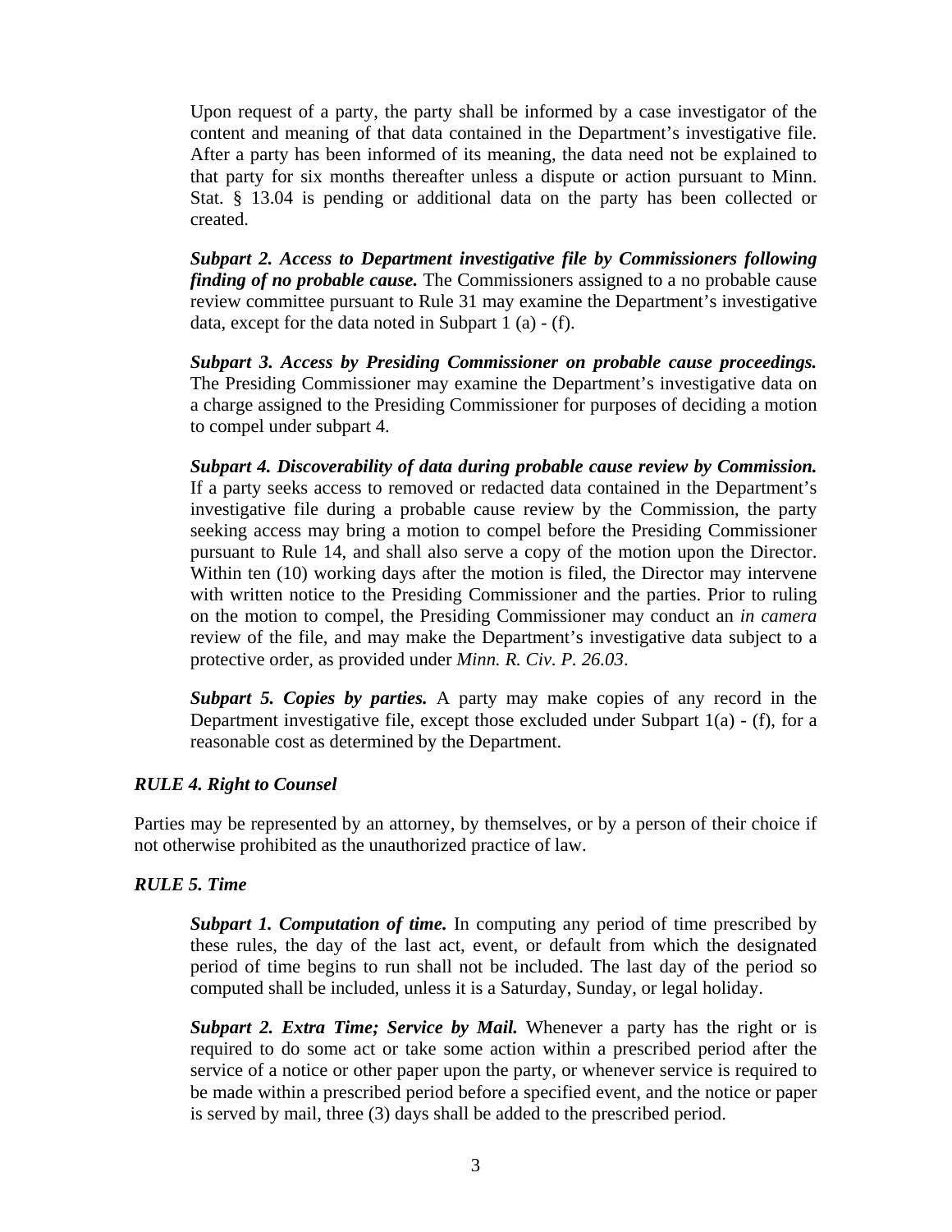Upon request of a party, the party shall be informed by a case investigator of the content and meaning of that data contained in the Department's investigative file. After a party has been informed of its meaning, the data need not be explained to that party for six months thereafter unless a dispute or action pursuant to Minn. Stat. § 13.04 is pending or additional data on the party has been collected or created.

***Subpart 2. Access to Department investigative file by Commissioners following finding of no probable cause.*** The Commissioners assigned to a no probable cause review committee pursuant to Rule 31 may examine the Department's investigative data, except for the data noted in Subpart 1 (a) - (f).

***Subpart 3. Access by Presiding Commissioner on probable cause proceedings.*** The Presiding Commissioner may examine the Department's investigative data on a charge assigned to the Presiding Commissioner for purposes of deciding a motion to compel under subpart 4.

***Subpart 4. Discoverability of data during probable cause review by Commission.*** If a party seeks access to removed or redacted data contained in the Department's investigative file during a probable cause review by the Commission, the party seeking access may bring a motion to compel before the Presiding Commissioner pursuant to Rule 14, and shall also serve a copy of the motion upon the Director. Within ten (10) working days after the motion is filed, the Director may intervene with written notice to the Presiding Commissioner and the parties. Prior to ruling on the motion to compel, the Presiding Commissioner may conduct an *in camera* review of the file, and may make the Department's investigative data subject to a protective order, as provided under *Minn. R. Civ. P. 26.03*.

***Subpart 5. Copies by parties.*** A party may make copies of any record in the Department investigative file, except those excluded under Subpart 1(a) - (f), for a reasonable cost as determined by the Department.

### *RULE 4. Right to Counsel*

Parties may be represented by an attorney, by themselves, or by a person of their choice if not otherwise prohibited as the unauthorized practice of law.

### *RULE 5. Time*

***Subpart 1. Computation of time.*** In computing any period of time prescribed by these rules, the day of the last act, event, or default from which the designated period of time begins to run shall not be included. The last day of the period so computed shall be included, unless it is a Saturday, Sunday, or legal holiday.

***Subpart 2. Extra Time; Service by Mail.*** Whenever a party has the right or is required to do some act or take some action within a prescribed period after the service of a notice or other paper upon the party, or whenever service is required to be made within a prescribed period before a specified event, and the notice or paper is served by mail, three (3) days shall be added to the prescribed period.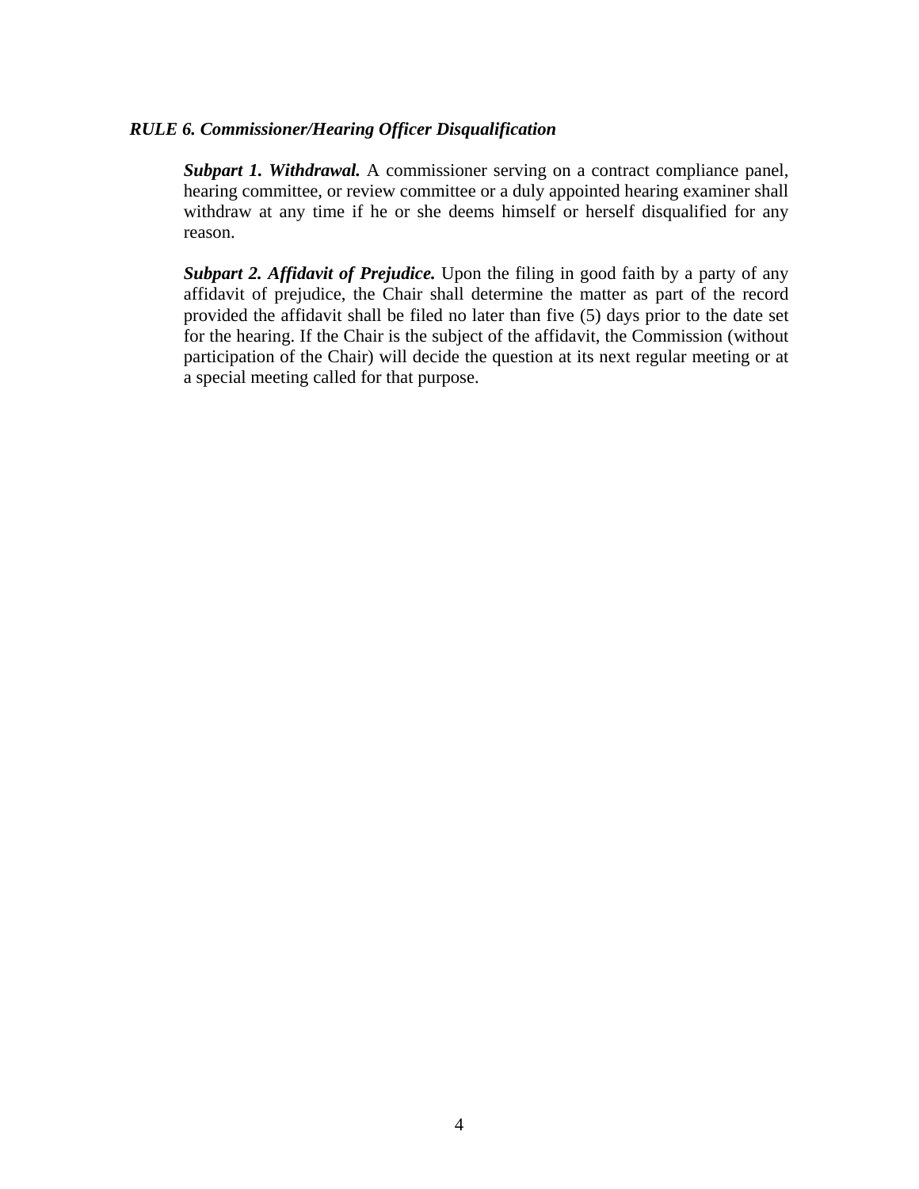***RULE 6. Commissioner/Hearing Officer Disqualification***

***Subpart 1. Withdrawal.*** A commissioner serving on a contract compliance panel, hearing committee, or review committee or a duly appointed hearing examiner shall withdraw at any time if he or she deems himself or herself disqualified for any reason.

***Subpart 2. Affidavit of Prejudice.*** Upon the filing in good faith by a party of any affidavit of prejudice, the Chair shall determine the matter as part of the record provided the affidavit shall be filed no later than five (5) days prior to the date set for the hearing. If the Chair is the subject of the affidavit, the Commission (without participation of the Chair) will decide the question at its next regular meeting or at a special meeting called for that purpose.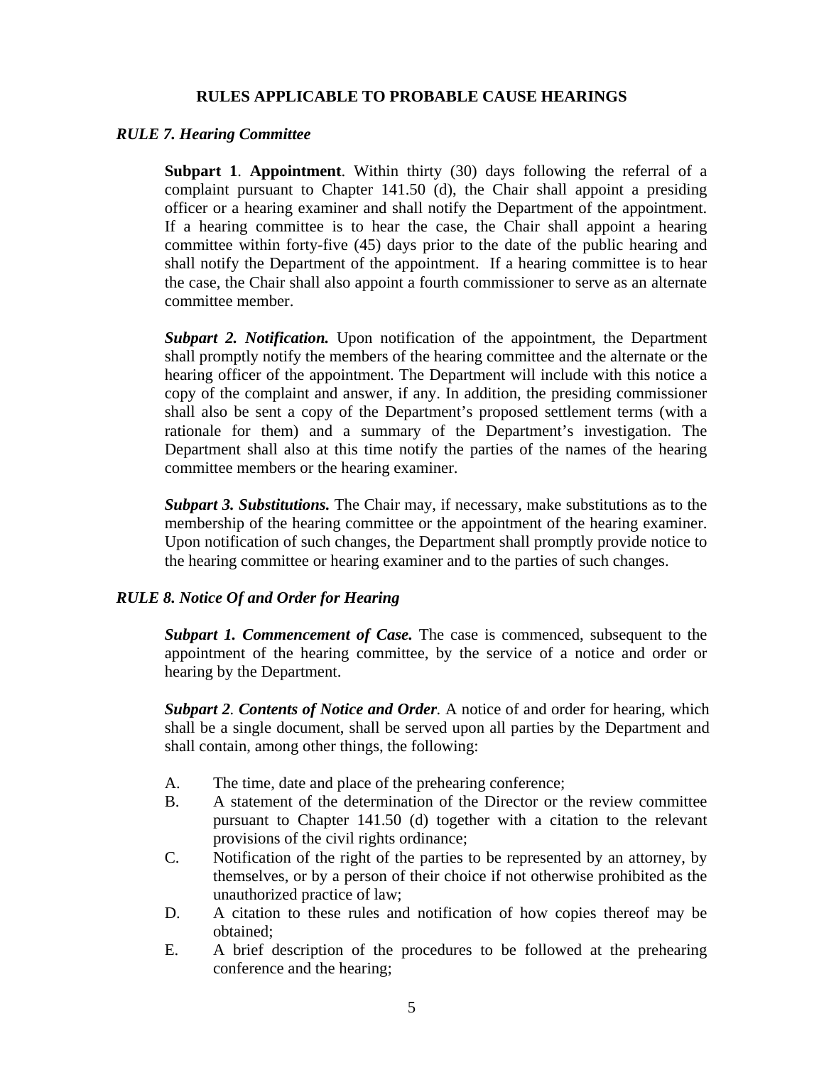**RULES APPLICABLE TO PROBABLE CAUSE HEARINGS**

***RULE 7. Hearing Committee***

**Subpart 1**. **Appointment**. Within thirty (30) days following the referral of a complaint pursuant to Chapter 141.50 (d), the Chair shall appoint a presiding officer or a hearing examiner and shall notify the Department of the appointment. If a hearing committee is to hear the case, the Chair shall appoint a hearing committee within forty-five (45) days prior to the date of the public hearing and shall notify the Department of the appointment. If a hearing committee is to hear the case, the Chair shall also appoint a fourth commissioner to serve as an alternate committee member.

***Subpart 2. Notification.*** Upon notification of the appointment, the Department shall promptly notify the members of the hearing committee and the alternate or the hearing officer of the appointment. The Department will include with this notice a copy of the complaint and answer, if any. In addition, the presiding commissioner shall also be sent a copy of the Department's proposed settlement terms (with a rationale for them) and a summary of the Department's investigation. The Department shall also at this time notify the parties of the names of the hearing committee members or the hearing examiner.

***Subpart 3. Substitutions.*** The Chair may, if necessary, make substitutions as to the membership of the hearing committee or the appointment of the hearing examiner. Upon notification of such changes, the Department shall promptly provide notice to the hearing committee or hearing examiner and to the parties of such changes.

***RULE 8. Notice Of and Order for Hearing***

***Subpart 1. Commencement of Case.*** The case is commenced, subsequent to the appointment of the hearing committee, by the service of a notice and order or hearing by the Department.

***Subpart 2*. *Contents of Notice and Order*.** A notice of and order for hearing, which shall be a single document, shall be served upon all parties by the Department and shall contain, among other things, the following:

A. The time, date and place of the prehearing conference;

B. A statement of the determination of the Director or the review committee pursuant to Chapter 141.50 (d) together with a citation to the relevant provisions of the civil rights ordinance;

C. Notification of the right of the parties to be represented by an attorney, by themselves, or by a person of their choice if not otherwise prohibited as the unauthorized practice of law;

D. A citation to these rules and notification of how copies thereof may be obtained;

E. A brief description of the procedures to be followed at the prehearing conference and the hearing;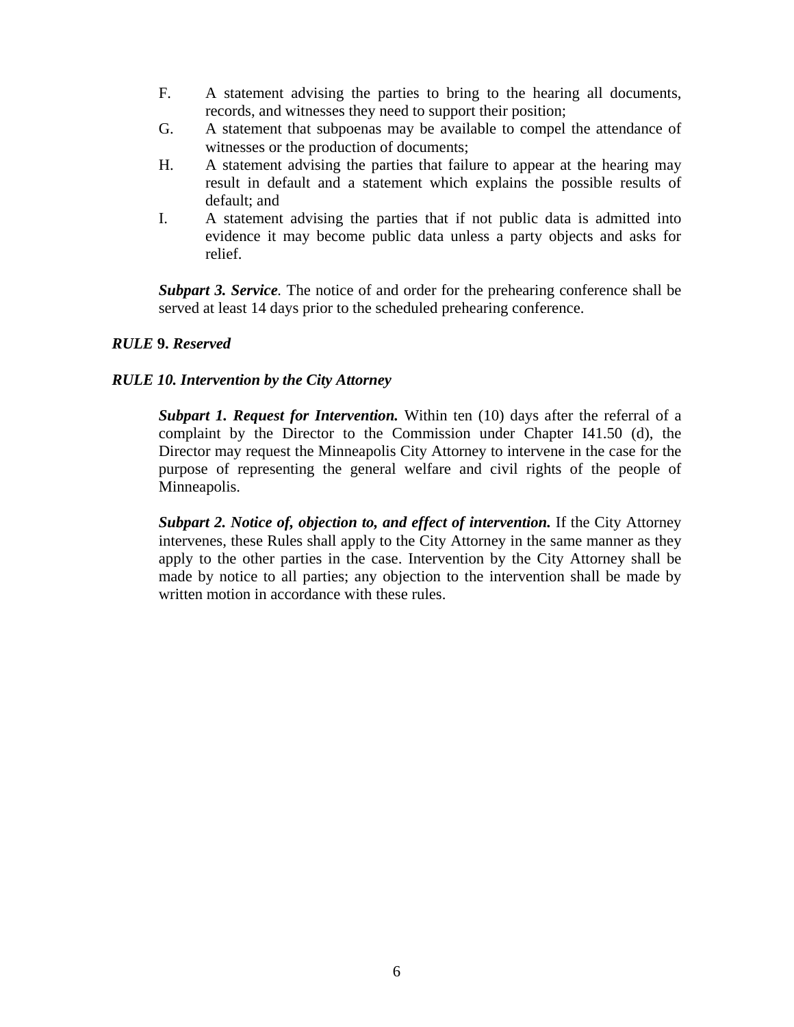F. A statement advising the parties to bring to the hearing all documents, records, and witnesses they need to support their position;

G. A statement that subpoenas may be available to compel the attendance of witnesses or the production of documents;

H. A statement advising the parties that failure to appear at the hearing may result in default and a statement which explains the possible results of default; and

I. A statement advising the parties that if not public data is admitted into evidence it may become public data unless a party objects and asks for relief.

***Subpart 3. Service***. The notice of and order for the prehearing conference shall be served at least 14 days prior to the scheduled prehearing conference.

***RULE* 9. *Reserved***

***RULE 10. Intervention by the City Attorney***

***Subpart 1. Request for Intervention.*** Within ten (10) days after the referral of a complaint by the Director to the Commission under Chapter I41.50 (d), the Director may request the Minneapolis City Attorney to intervene in the case for the purpose of representing the general welfare and civil rights of the people of Minneapolis.

***Subpart 2. Notice of, objection to, and effect of intervention.*** If the City Attorney intervenes, these Rules shall apply to the City Attorney in the same manner as they apply to the other parties in the case. Intervention by the City Attorney shall be made by notice to all parties; any objection to the intervention shall be made by written motion in accordance with these rules.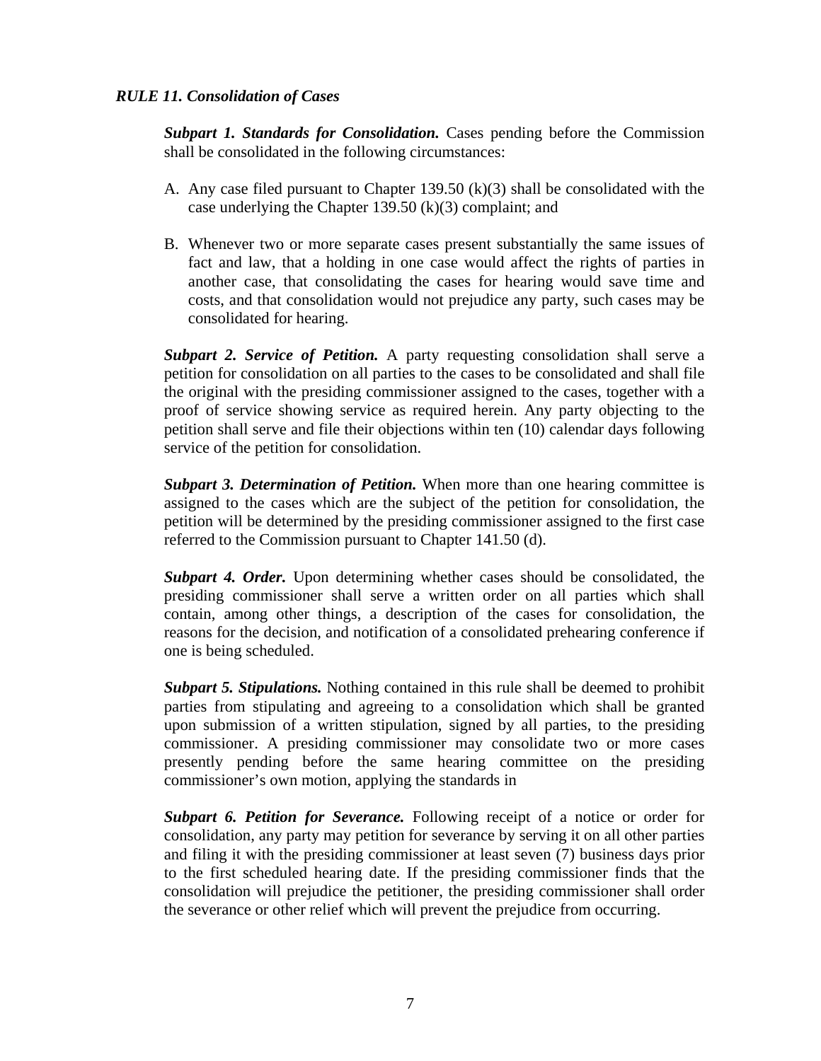### *RULE 11. Consolidation of Cases*

***Subpart 1. Standards for Consolidation.*** Cases pending before the Commission shall be consolidated in the following circumstances:

A. Any case filed pursuant to Chapter 139.50 (k)(3) shall be consolidated with the case underlying the Chapter 139.50 (k)(3) complaint; and

B. Whenever two or more separate cases present substantially the same issues of fact and law, that a holding in one case would affect the rights of parties in another case, that consolidating the cases for hearing would save time and costs, and that consolidation would not prejudice any party, such cases may be consolidated for hearing.

***Subpart 2. Service of Petition.*** A party requesting consolidation shall serve a petition for consolidation on all parties to the cases to be consolidated and shall file the original with the presiding commissioner assigned to the cases, together with a proof of service showing service as required herein. Any party objecting to the petition shall serve and file their objections within ten (10) calendar days following service of the petition for consolidation.

***Subpart 3. Determination of Petition.*** When more than one hearing committee is assigned to the cases which are the subject of the petition for consolidation, the petition will be determined by the presiding commissioner assigned to the first case referred to the Commission pursuant to Chapter 141.50 (d).

***Subpart 4. Order.*** Upon determining whether cases should be consolidated, the presiding commissioner shall serve a written order on all parties which shall contain, among other things, a description of the cases for consolidation, the reasons for the decision, and notification of a consolidated prehearing conference if one is being scheduled.

***Subpart 5. Stipulations.*** Nothing contained in this rule shall be deemed to prohibit parties from stipulating and agreeing to a consolidation which shall be granted upon submission of a written stipulation, signed by all parties, to the presiding commissioner. A presiding commissioner may consolidate two or more cases presently pending before the same hearing committee on the presiding commissioner's own motion, applying the standards in

***Subpart 6. Petition for Severance.*** Following receipt of a notice or order for consolidation, any party may petition for severance by serving it on all other parties and filing it with the presiding commissioner at least seven (7) business days prior to the first scheduled hearing date. If the presiding commissioner finds that the consolidation will prejudice the petitioner, the presiding commissioner shall order the severance or other relief which will prevent the prejudice from occurring.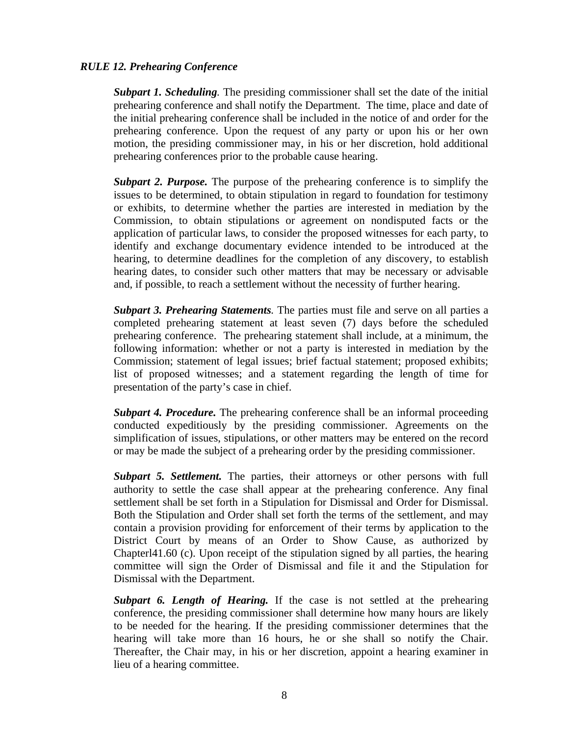### *RULE 12. Prehearing Conference*

***Subpart 1. Scheduling****.* The presiding commissioner shall set the date of the initial prehearing conference and shall notify the Department. The time, place and date of the initial prehearing conference shall be included in the notice of and order for the prehearing conference. Upon the request of any party or upon his or her own motion, the presiding commissioner may, in his or her discretion, hold additional prehearing conferences prior to the probable cause hearing.

***Subpart 2. Purpose.*** The purpose of the prehearing conference is to simplify the issues to be determined, to obtain stipulation in regard to foundation for testimony or exhibits, to determine whether the parties are interested in mediation by the Commission, to obtain stipulations or agreement on nondisputed facts or the application of particular laws, to consider the proposed witnesses for each party, to identify and exchange documentary evidence intended to be introduced at the hearing, to determine deadlines for the completion of any discovery, to establish hearing dates, to consider such other matters that may be necessary or advisable and, if possible, to reach a settlement without the necessity of further hearing.

***Subpart 3. Prehearing Statements****.* The parties must file and serve on all parties a completed prehearing statement at least seven (7) days before the scheduled prehearing conference. The prehearing statement shall include, at a minimum, the following information: whether or not a party is interested in mediation by the Commission; statement of legal issues; brief factual statement; proposed exhibits; list of proposed witnesses; and a statement regarding the length of time for presentation of the party's case in chief.

***Subpart 4. Procedure.*** The prehearing conference shall be an informal proceeding conducted expeditiously by the presiding commissioner. Agreements on the simplification of issues, stipulations, or other matters may be entered on the record or may be made the subject of a prehearing order by the presiding commissioner.

***Subpart 5. Settlement.*** The parties, their attorneys or other persons with full authority to settle the case shall appear at the prehearing conference. Any final settlement shall be set forth in a Stipulation for Dismissal and Order for Dismissal. Both the Stipulation and Order shall set forth the terms of the settlement, and may contain a provision providing for enforcement of their terms by application to the District Court by means of an Order to Show Cause, as authorized by Chapterl41.60 (c). Upon receipt of the stipulation signed by all parties, the hearing committee will sign the Order of Dismissal and file it and the Stipulation for Dismissal with the Department.

***Subpart 6. Length of Hearing.*** If the case is not settled at the prehearing conference, the presiding commissioner shall determine how many hours are likely to be needed for the hearing. If the presiding commissioner determines that the hearing will take more than 16 hours, he or she shall so notify the Chair. Thereafter, the Chair may, in his or her discretion, appoint a hearing examiner in lieu of a hearing committee.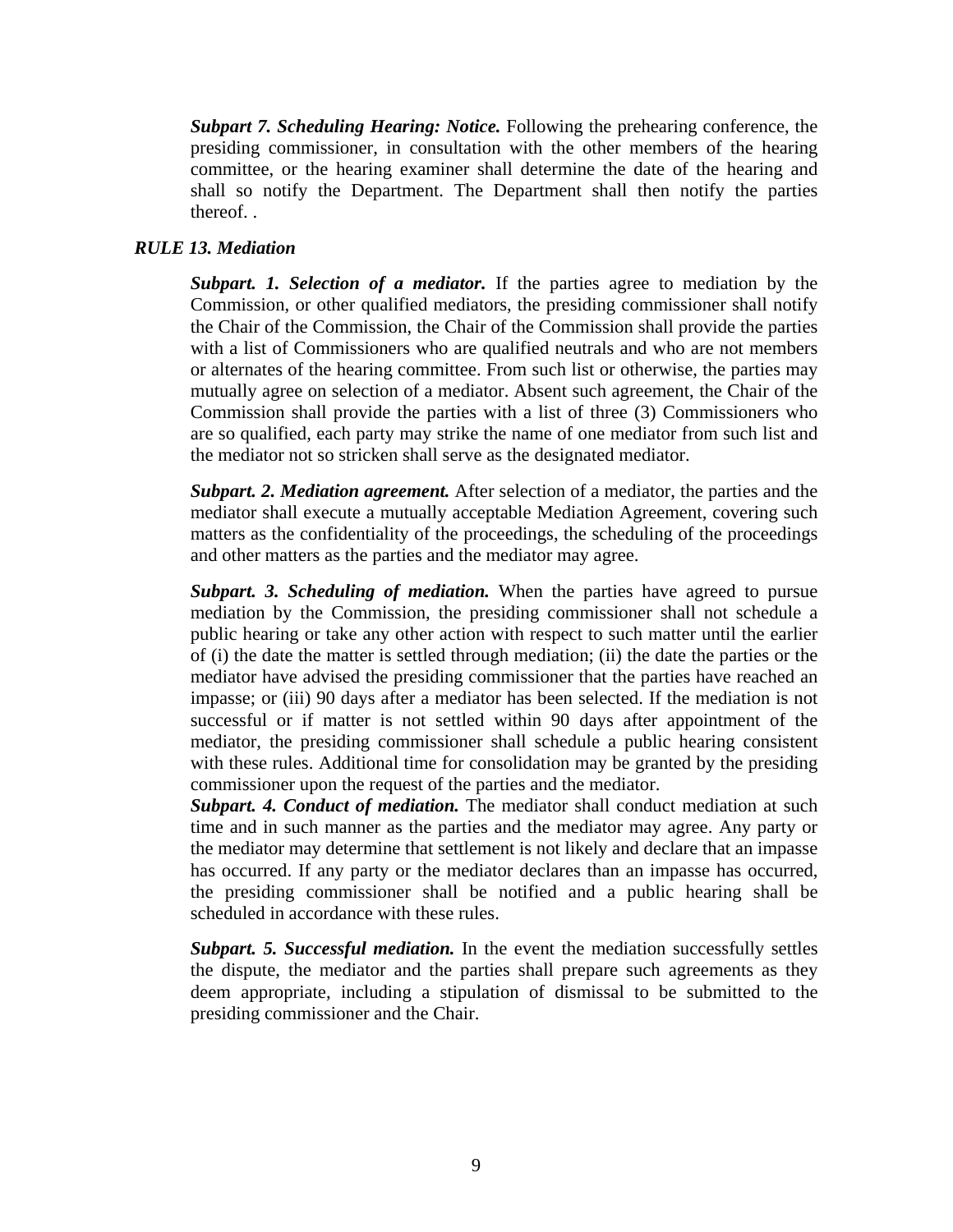***Subpart 7. Scheduling Hearing: Notice.*** Following the prehearing conference, the presiding commissioner, in consultation with the other members of the hearing committee, or the hearing examiner shall determine the date of the hearing and shall so notify the Department. The Department shall then notify the parties thereof. .

### *RULE 13. Mediation*

***Subpart. 1. Selection of a mediator.*** If the parties agree to mediation by the Commission, or other qualified mediators, the presiding commissioner shall notify the Chair of the Commission, the Chair of the Commission shall provide the parties with a list of Commissioners who are qualified neutrals and who are not members or alternates of the hearing committee. From such list or otherwise, the parties may mutually agree on selection of a mediator. Absent such agreement, the Chair of the Commission shall provide the parties with a list of three (3) Commissioners who are so qualified, each party may strike the name of one mediator from such list and the mediator not so stricken shall serve as the designated mediator.

***Subpart. 2. Mediation agreement.*** After selection of a mediator, the parties and the mediator shall execute a mutually acceptable Mediation Agreement, covering such matters as the confidentiality of the proceedings, the scheduling of the proceedings and other matters as the parties and the mediator may agree.

***Subpart. 3. Scheduling of mediation.*** When the parties have agreed to pursue mediation by the Commission, the presiding commissioner shall not schedule a public hearing or take any other action with respect to such matter until the earlier of (i) the date the matter is settled through mediation; (ii) the date the parties or the mediator have advised the presiding commissioner that the parties have reached an impasse; or (iii) 90 days after a mediator has been selected. If the mediation is not successful or if matter is not settled within 90 days after appointment of the mediator, the presiding commissioner shall schedule a public hearing consistent with these rules. Additional time for consolidation may be granted by the presiding commissioner upon the request of the parties and the mediator.

***Subpart. 4. Conduct of mediation.*** The mediator shall conduct mediation at such time and in such manner as the parties and the mediator may agree. Any party or the mediator may determine that settlement is not likely and declare that an impasse has occurred. If any party or the mediator declares than an impasse has occurred, the presiding commissioner shall be notified and a public hearing shall be scheduled in accordance with these rules.

***Subpart. 5. Successful mediation.*** In the event the mediation successfully settles the dispute, the mediator and the parties shall prepare such agreements as they deem appropriate, including a stipulation of dismissal to be submitted to the presiding commissioner and the Chair.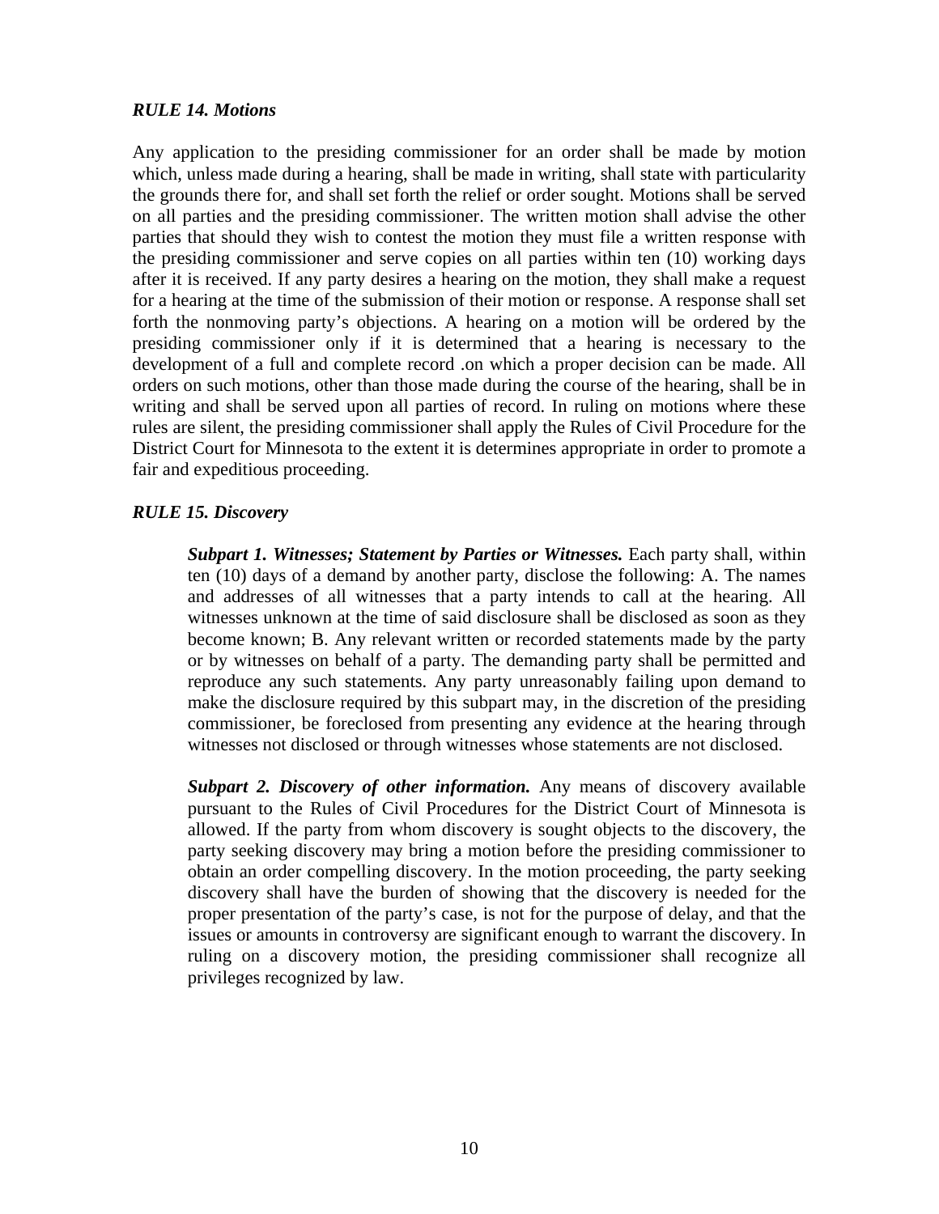### *RULE 14. Motions*

Any application to the presiding commissioner for an order shall be made by motion which, unless made during a hearing, shall be made in writing, shall state with particularity the grounds there for, and shall set forth the relief or order sought. Motions shall be served on all parties and the presiding commissioner. The written motion shall advise the other parties that should they wish to contest the motion they must file a written response with the presiding commissioner and serve copies on all parties within ten (10) working days after it is received. If any party desires a hearing on the motion, they shall make a request for a hearing at the time of the submission of their motion or response. A response shall set forth the nonmoving party's objections. A hearing on a motion will be ordered by the presiding commissioner only if it is determined that a hearing is necessary to the development of a full and complete record .on which a proper decision can be made. All orders on such motions, other than those made during the course of the hearing, shall be in writing and shall be served upon all parties of record. In ruling on motions where these rules are silent, the presiding commissioner shall apply the Rules of Civil Procedure for the District Court for Minnesota to the extent it is determines appropriate in order to promote a fair and expeditious proceeding.

### *RULE 15. Discovery*

***Subpart 1. Witnesses; Statement by Parties or Witnesses.*** Each party shall, within ten (10) days of a demand by another party, disclose the following: A. The names and addresses of all witnesses that a party intends to call at the hearing. All witnesses unknown at the time of said disclosure shall be disclosed as soon as they become known; B. Any relevant written or recorded statements made by the party or by witnesses on behalf of a party. The demanding party shall be permitted and reproduce any such statements. Any party unreasonably failing upon demand to make the disclosure required by this subpart may, in the discretion of the presiding commissioner, be foreclosed from presenting any evidence at the hearing through witnesses not disclosed or through witnesses whose statements are not disclosed.

***Subpart 2. Discovery of other information.*** Any means of discovery available pursuant to the Rules of Civil Procedures for the District Court of Minnesota is allowed. If the party from whom discovery is sought objects to the discovery, the party seeking discovery may bring a motion before the presiding commissioner to obtain an order compelling discovery. In the motion proceeding, the party seeking discovery shall have the burden of showing that the discovery is needed for the proper presentation of the party's case, is not for the purpose of delay, and that the issues or amounts in controversy are significant enough to warrant the discovery. In ruling on a discovery motion, the presiding commissioner shall recognize all privileges recognized by law.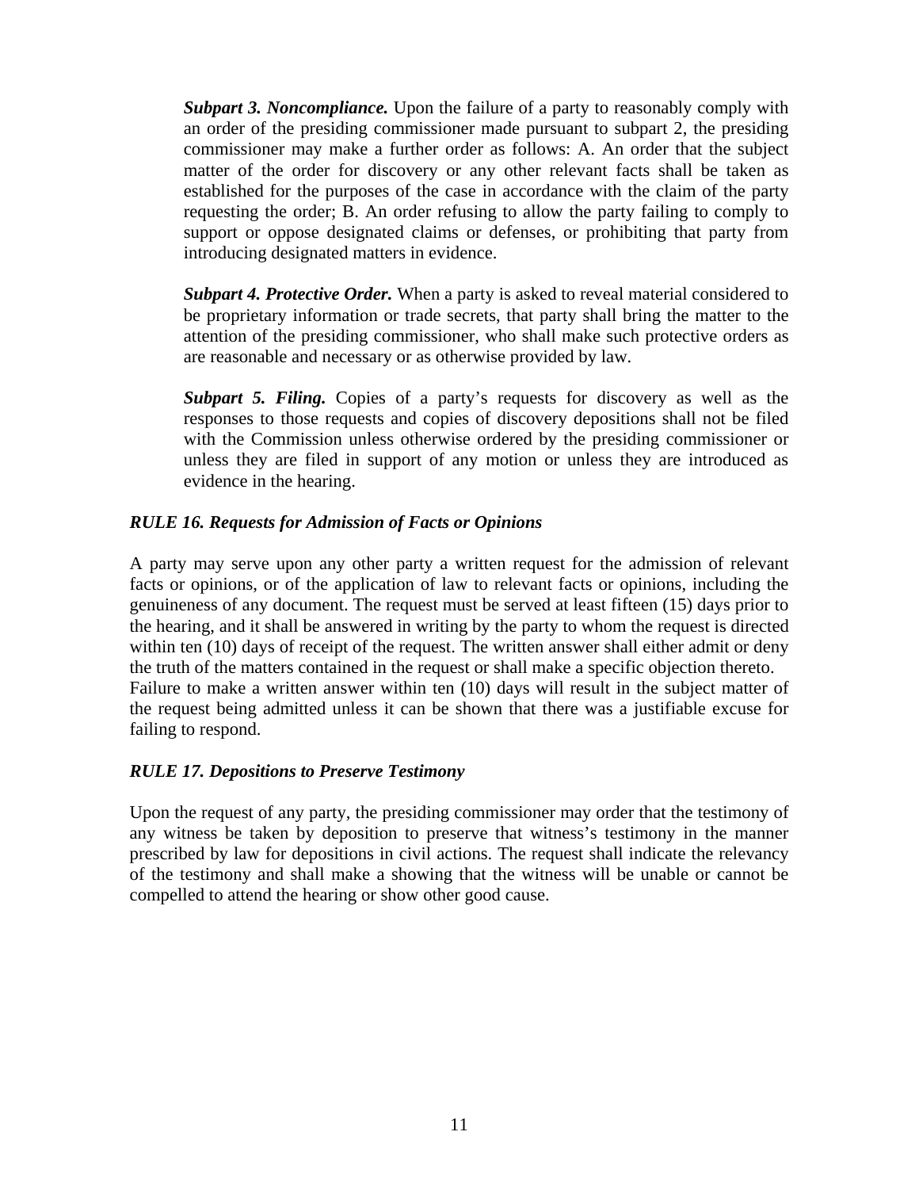***Subpart 3. Noncompliance.*** Upon the failure of a party to reasonably comply with an order of the presiding commissioner made pursuant to subpart 2, the presiding commissioner may make a further order as follows: A. An order that the subject matter of the order for discovery or any other relevant facts shall be taken as established for the purposes of the case in accordance with the claim of the party requesting the order; B. An order refusing to allow the party failing to comply to support or oppose designated claims or defenses, or prohibiting that party from introducing designated matters in evidence.

***Subpart 4. Protective Order.*** When a party is asked to reveal material considered to be proprietary information or trade secrets, that party shall bring the matter to the attention of the presiding commissioner, who shall make such protective orders as are reasonable and necessary or as otherwise provided by law.

***Subpart 5. Filing.*** Copies of a party's requests for discovery as well as the responses to those requests and copies of discovery depositions shall not be filed with the Commission unless otherwise ordered by the presiding commissioner or unless they are filed in support of any motion or unless they are introduced as evidence in the hearing.

### *RULE 16. Requests for Admission of Facts or Opinions*

A party may serve upon any other party a written request for the admission of relevant facts or opinions, or of the application of law to relevant facts or opinions, including the genuineness of any document. The request must be served at least fifteen (15) days prior to the hearing, and it shall be answered in writing by the party to whom the request is directed within ten (10) days of receipt of the request. The written answer shall either admit or deny the truth of the matters contained in the request or shall make a specific objection thereto.
Failure to make a written answer within ten (10) days will result in the subject matter of the request being admitted unless it can be shown that there was a justifiable excuse for failing to respond.

### *RULE 17. Depositions to Preserve Testimony*

Upon the request of any party, the presiding commissioner may order that the testimony of any witness be taken by deposition to preserve that witness's testimony in the manner prescribed by law for depositions in civil actions. The request shall indicate the relevancy of the testimony and shall make a showing that the witness will be unable or cannot be compelled to attend the hearing or show other good cause.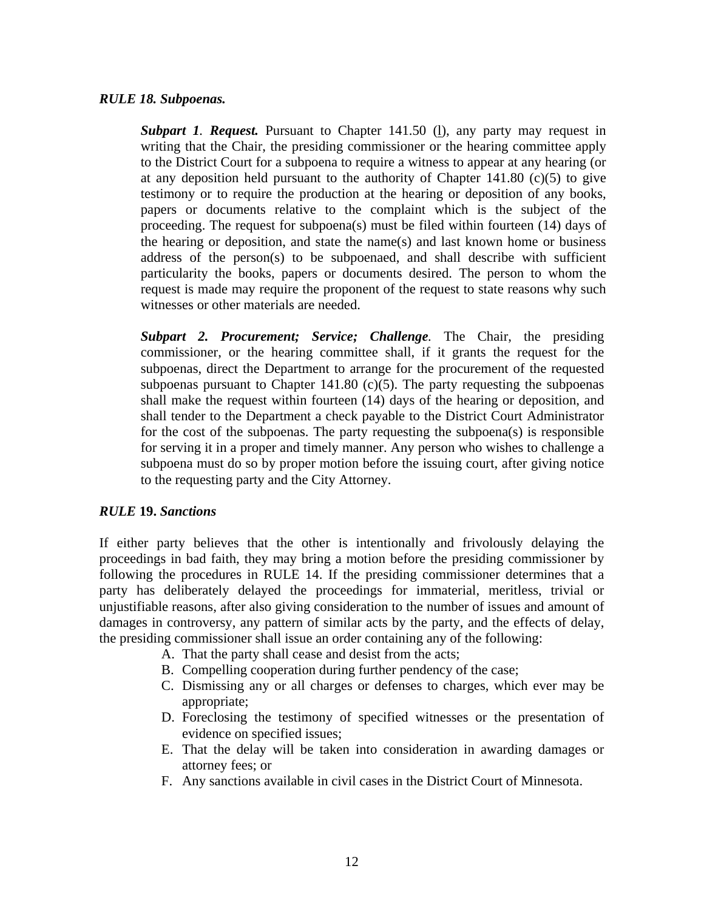***RULE 18. Subpoenas.***

***Subpart 1*. *Request.*** Pursuant to Chapter 141.50 (l), any party may request in writing that the Chair, the presiding commissioner or the hearing committee apply to the District Court for a subpoena to require a witness to appear at any hearing (or at any deposition held pursuant to the authority of Chapter 141.80 (c)(5) to give testimony or to require the production at the hearing or deposition of any books, papers or documents relative to the complaint which is the subject of the proceeding. The request for subpoena(s) must be filed within fourteen (14) days of the hearing or deposition, and state the name(s) and last known home or business address of the person(s) to be subpoenaed, and shall describe with sufficient particularity the books, papers or documents desired. The person to whom the request is made may require the proponent of the request to state reasons why such witnesses or other materials are needed.

***Subpart 2. Procurement; Service; Challenge*.** The Chair, the presiding commissioner, or the hearing committee shall, if it grants the request for the subpoenas, direct the Department to arrange for the procurement of the requested subpoenas pursuant to Chapter 141.80 (c)(5). The party requesting the subpoenas shall make the request within fourteen (14) days of the hearing or deposition, and shall tender to the Department a check payable to the District Court Administrator for the cost of the subpoenas. The party requesting the subpoena(s) is responsible for serving it in a proper and timely manner. Any person who wishes to challenge a subpoena must do so by proper motion before the issuing court, after giving notice to the requesting party and the City Attorney.

***RULE* 19. *Sanctions***

If either party believes that the other is intentionally and frivolously delaying the proceedings in bad faith, they may bring a motion before the presiding commissioner by following the procedures in RULE 14. If the presiding commissioner determines that a party has deliberately delayed the proceedings for immaterial, meritless, trivial or unjustifiable reasons, after also giving consideration to the number of issues and amount of damages in controversy, any pattern of similar acts by the party, and the effects of delay, the presiding commissioner shall issue an order containing any of the following:

A. That the party shall cease and desist from the acts;
B. Compelling cooperation during further pendency of the case;
C. Dismissing any or all charges or defenses to charges, which ever may be appropriate;
D. Foreclosing the testimony of specified witnesses or the presentation of evidence on specified issues;
E. That the delay will be taken into consideration in awarding damages or attorney fees; or
F. Any sanctions available in civil cases in the District Court of Minnesota.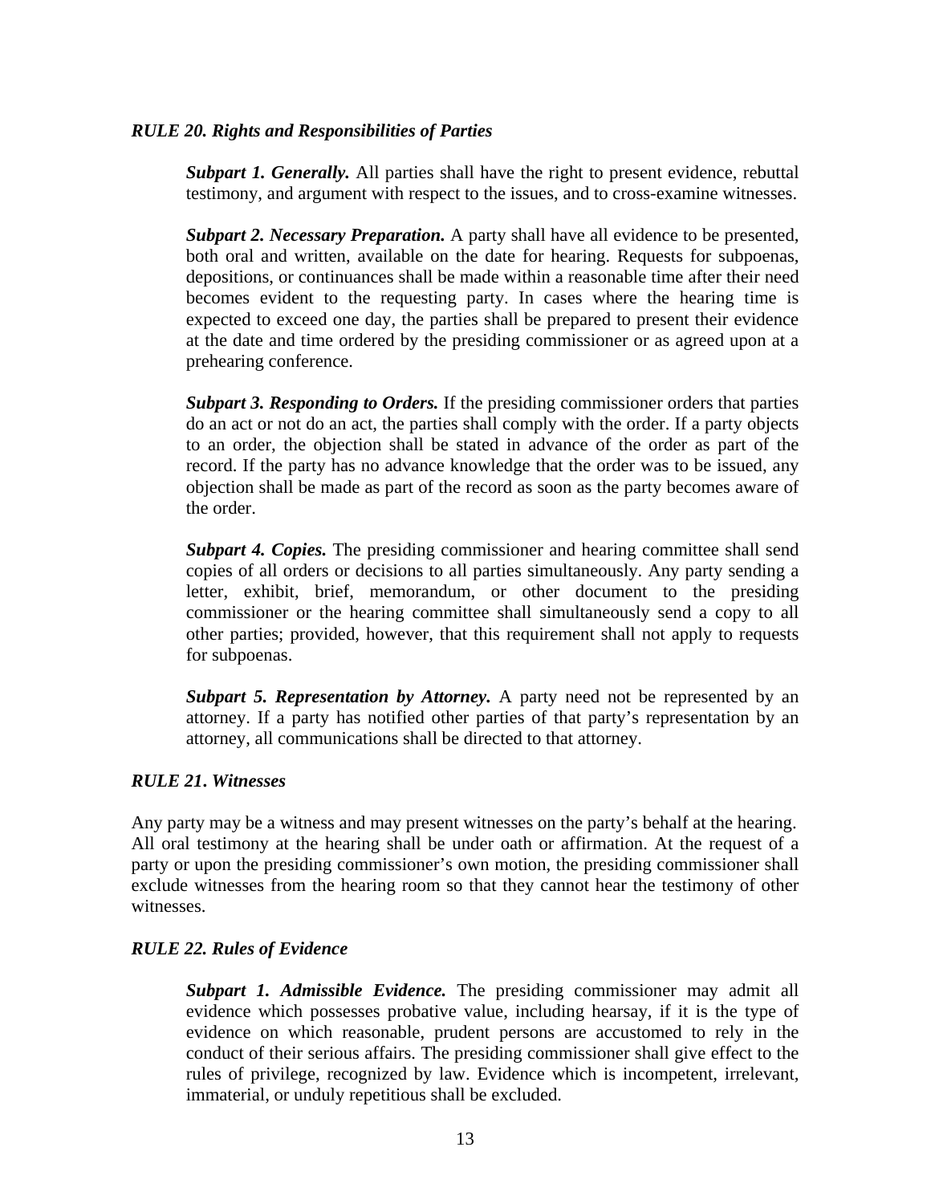### *RULE 20. Rights and Responsibilities of Parties*

***Subpart 1. Generally.*** All parties shall have the right to present evidence, rebuttal testimony, and argument with respect to the issues, and to cross-examine witnesses.

***Subpart 2. Necessary Preparation.*** A party shall have all evidence to be presented, both oral and written, available on the date for hearing. Requests for subpoenas, depositions, or continuances shall be made within a reasonable time after their need becomes evident to the requesting party. In cases where the hearing time is expected to exceed one day, the parties shall be prepared to present their evidence at the date and time ordered by the presiding commissioner or as agreed upon at a prehearing conference.

***Subpart 3. Responding to Orders.*** If the presiding commissioner orders that parties do an act or not do an act, the parties shall comply with the order. If a party objects to an order, the objection shall be stated in advance of the order as part of the record. If the party has no advance knowledge that the order was to be issued, any objection shall be made as part of the record as soon as the party becomes aware of the order.

***Subpart 4. Copies.*** The presiding commissioner and hearing committee shall send copies of all orders or decisions to all parties simultaneously. Any party sending a letter, exhibit, brief, memorandum, or other document to the presiding commissioner or the hearing committee shall simultaneously send a copy to all other parties; provided, however, that this requirement shall not apply to requests for subpoenas.

***Subpart 5. Representation by Attorney.*** A party need not be represented by an attorney. If a party has notified other parties of that party's representation by an attorney, all communications shall be directed to that attorney.

### *RULE 21. Witnesses*

Any party may be a witness and may present witnesses on the party's behalf at the hearing. All oral testimony at the hearing shall be under oath or affirmation. At the request of a party or upon the presiding commissioner's own motion, the presiding commissioner shall exclude witnesses from the hearing room so that they cannot hear the testimony of other witnesses.

### *RULE 22. Rules of Evidence*

***Subpart 1. Admissible Evidence.*** The presiding commissioner may admit all evidence which possesses probative value, including hearsay, if it is the type of evidence on which reasonable, prudent persons are accustomed to rely in the conduct of their serious affairs. The presiding commissioner shall give effect to the rules of privilege, recognized by law. Evidence which is incompetent, irrelevant, immaterial, or unduly repetitious shall be excluded.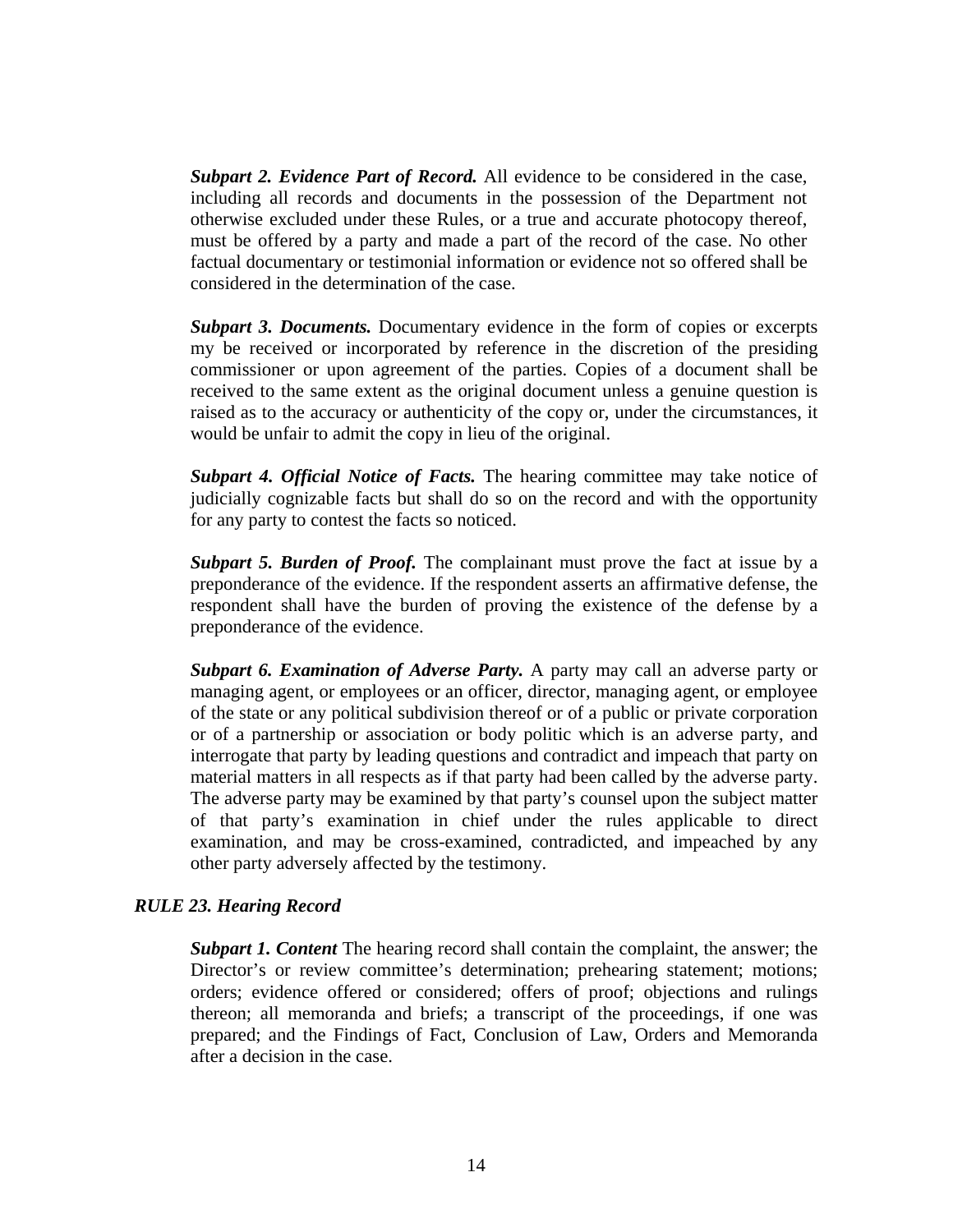***Subpart 2. Evidence Part of Record.*** All evidence to be considered in the case, including all records and documents in the possession of the Department not otherwise excluded under these Rules, or a true and accurate photocopy thereof, must be offered by a party and made a part of the record of the case. No other factual documentary or testimonial information or evidence not so offered shall be considered in the determination of the case.

***Subpart 3. Documents.*** Documentary evidence in the form of copies or excerpts my be received or incorporated by reference in the discretion of the presiding commissioner or upon agreement of the parties. Copies of a document shall be received to the same extent as the original document unless a genuine question is raised as to the accuracy or authenticity of the copy or, under the circumstances, it would be unfair to admit the copy in lieu of the original.

***Subpart 4. Official Notice of Facts.*** The hearing committee may take notice of judicially cognizable facts but shall do so on the record and with the opportunity for any party to contest the facts so noticed.

***Subpart 5. Burden of Proof.*** The complainant must prove the fact at issue by a preponderance of the evidence. If the respondent asserts an affirmative defense, the respondent shall have the burden of proving the existence of the defense by a preponderance of the evidence.

***Subpart 6. Examination of Adverse Party.*** A party may call an adverse party or managing agent, or employees or an officer, director, managing agent, or employee of the state or any political subdivision thereof or of a public or private corporation or of a partnership or association or body politic which is an adverse party, and interrogate that party by leading questions and contradict and impeach that party on material matters in all respects as if that party had been called by the adverse party. The adverse party may be examined by that party's counsel upon the subject matter of that party's examination in chief under the rules applicable to direct examination, and may be cross-examined, contradicted, and impeached by any other party adversely affected by the testimony.

### *RULE 23. Hearing Record*

***Subpart 1. Content*** The hearing record shall contain the complaint, the answer; the Director's or review committee's determination; prehearing statement; motions; orders; evidence offered or considered; offers of proof; objections and rulings thereon; all memoranda and briefs; a transcript of the proceedings, if one was prepared; and the Findings of Fact, Conclusion of Law, Orders and Memoranda after a decision in the case.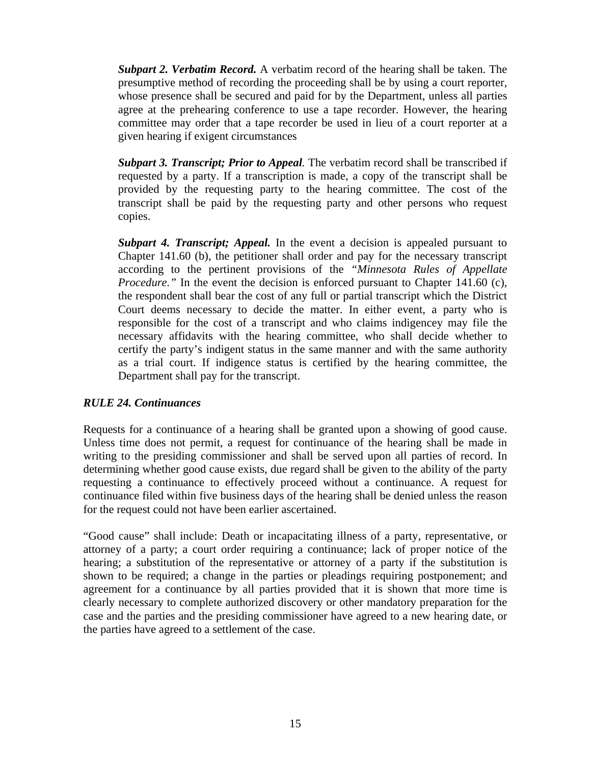***Subpart 2. Verbatim Record.*** A verbatim record of the hearing shall be taken. The presumptive method of recording the proceeding shall be by using a court reporter, whose presence shall be secured and paid for by the Department, unless all parties agree at the prehearing conference to use a tape recorder. However, the hearing committee may order that a tape recorder be used in lieu of a court reporter at a given hearing if exigent circumstances

***Subpart 3. Transcript; Prior to Appeal.*** The verbatim record shall be transcribed if requested by a party. If a transcription is made, a copy of the transcript shall be provided by the requesting party to the hearing committee. The cost of the transcript shall be paid by the requesting party and other persons who request copies.

***Subpart 4. Transcript; Appeal.*** In the event a decision is appealed pursuant to Chapter 141.60 (b), the petitioner shall order and pay for the necessary transcript according to the pertinent provisions of the *"Minnesota Rules of Appellate Procedure."* In the event the decision is enforced pursuant to Chapter 141.60 (c), the respondent shall bear the cost of any full or partial transcript which the District Court deems necessary to decide the matter. In either event, a party who is responsible for the cost of a transcript and who claims indigencey may file the necessary affidavits with the hearing committee, who shall decide whether to certify the party's indigent status in the same manner and with the same authority as a trial court. If indigence status is certified by the hearing committee, the Department shall pay for the transcript.

### *RULE 24. Continuances*

Requests for a continuance of a hearing shall be granted upon a showing of good cause. Unless time does not permit, a request for continuance of the hearing shall be made in writing to the presiding commissioner and shall be served upon all parties of record. In determining whether good cause exists, due regard shall be given to the ability of the party requesting a continuance to effectively proceed without a continuance. A request for continuance filed within five business days of the hearing shall be denied unless the reason for the request could not have been earlier ascertained.

"Good cause" shall include: Death or incapacitating illness of a party, representative, or attorney of a party; a court order requiring a continuance; lack of proper notice of the hearing; a substitution of the representative or attorney of a party if the substitution is shown to be required; a change in the parties or pleadings requiring postponement; and agreement for a continuance by all parties provided that it is shown that more time is clearly necessary to complete authorized discovery or other mandatory preparation for the case and the parties and the presiding commissioner have agreed to a new hearing date, or the parties have agreed to a settlement of the case.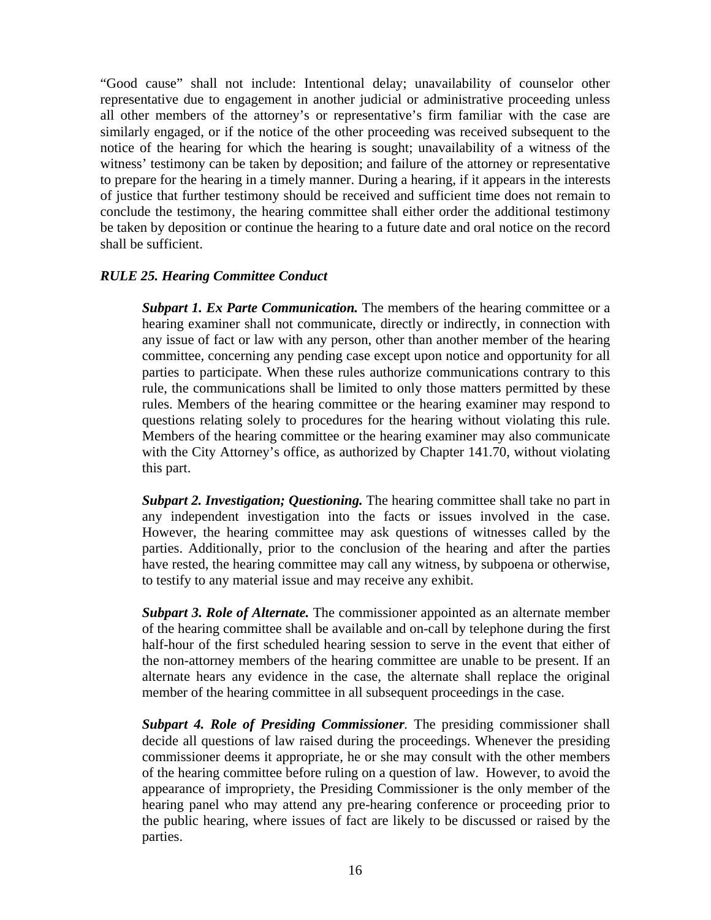"Good cause" shall not include: Intentional delay; unavailability of counselor other representative due to engagement in another judicial or administrative proceeding unless all other members of the attorney's or representative's firm familiar with the case are similarly engaged, or if the notice of the other proceeding was received subsequent to the notice of the hearing for which the hearing is sought; unavailability of a witness of the witness' testimony can be taken by deposition; and failure of the attorney or representative to prepare for the hearing in a timely manner. During a hearing, if it appears in the interests of justice that further testimony should be received and sufficient time does not remain to conclude the testimony, the hearing committee shall either order the additional testimony be taken by deposition or continue the hearing to a future date and oral notice on the record shall be sufficient.

### *RULE 25. Hearing Committee Conduct*

***Subpart 1. Ex Parte Communication.*** The members of the hearing committee or a hearing examiner shall not communicate, directly or indirectly, in connection with any issue of fact or law with any person, other than another member of the hearing committee, concerning any pending case except upon notice and opportunity for all parties to participate. When these rules authorize communications contrary to this rule, the communications shall be limited to only those matters permitted by these rules. Members of the hearing committee or the hearing examiner may respond to questions relating solely to procedures for the hearing without violating this rule. Members of the hearing committee or the hearing examiner may also communicate with the City Attorney's office, as authorized by Chapter 141.70, without violating this part.

***Subpart 2. Investigation; Questioning.*** The hearing committee shall take no part in any independent investigation into the facts or issues involved in the case. However, the hearing committee may ask questions of witnesses called by the parties. Additionally, prior to the conclusion of the hearing and after the parties have rested, the hearing committee may call any witness, by subpoena or otherwise, to testify to any material issue and may receive any exhibit.

***Subpart 3. Role of Alternate.*** The commissioner appointed as an alternate member of the hearing committee shall be available and on-call by telephone during the first half-hour of the first scheduled hearing session to serve in the event that either of the non-attorney members of the hearing committee are unable to be present. If an alternate hears any evidence in the case, the alternate shall replace the original member of the hearing committee in all subsequent proceedings in the case.

***Subpart 4. Role of Presiding Commissioner.*** The presiding commissioner shall decide all questions of law raised during the proceedings. Whenever the presiding commissioner deems it appropriate, he or she may consult with the other members of the hearing committee before ruling on a question of law. However, to avoid the appearance of impropriety, the Presiding Commissioner is the only member of the hearing panel who may attend any pre-hearing conference or proceeding prior to the public hearing, where issues of fact are likely to be discussed or raised by the parties.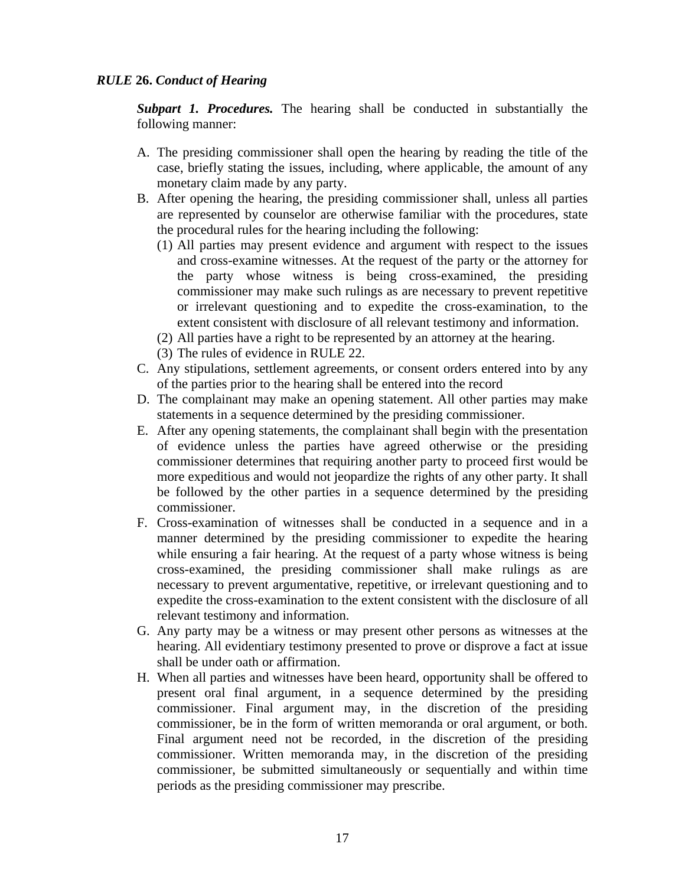***RULE* 26. *Conduct of Hearing***

***Subpart 1. Procedures.*** The hearing shall be conducted in substantially the following manner:

A. The presiding commissioner shall open the hearing by reading the title of the case, briefly stating the issues, including, where applicable, the amount of any monetary claim made by any party.
B. After opening the hearing, the presiding commissioner shall, unless all parties are represented by counselor are otherwise familiar with the procedures, state the procedural rules for the hearing including the following:
   (1) All parties may present evidence and argument with respect to the issues and cross-examine witnesses. At the request of the party or the attorney for the party whose witness is being cross-examined, the presiding commissioner may make such rulings as are necessary to prevent repetitive or irrelevant questioning and to expedite the cross-examination, to the extent consistent with disclosure of all relevant testimony and information.
   (2) All parties have a right to be represented by an attorney at the hearing.
   (3) The rules of evidence in RULE 22.
C. Any stipulations, settlement agreements, or consent orders entered into by any of the parties prior to the hearing shall be entered into the record
D. The complainant may make an opening statement. All other parties may make statements in a sequence determined by the presiding commissioner.
E. After any opening statements, the complainant shall begin with the presentation of evidence unless the parties have agreed otherwise or the presiding commissioner determines that requiring another party to proceed first would be more expeditious and would not jeopardize the rights of any other party. It shall be followed by the other parties in a sequence determined by the presiding commissioner.
F. Cross-examination of witnesses shall be conducted in a sequence and in a manner determined by the presiding commissioner to expedite the hearing while ensuring a fair hearing. At the request of a party whose witness is being cross-examined, the presiding commissioner shall make rulings as are necessary to prevent argumentative, repetitive, or irrelevant questioning and to expedite the cross-examination to the extent consistent with the disclosure of all relevant testimony and information.
G. Any party may be a witness or may present other persons as witnesses at the hearing. All evidentiary testimony presented to prove or disprove a fact at issue shall be under oath or affirmation.
H. When all parties and witnesses have been heard, opportunity shall be offered to present oral final argument, in a sequence determined by the presiding commissioner. Final argument may, in the discretion of the presiding commissioner, be in the form of written memoranda or oral argument, or both. Final argument need not be recorded, in the discretion of the presiding commissioner. Written memoranda may, in the discretion of the presiding commissioner, be submitted simultaneously or sequentially and within time periods as the presiding commissioner may prescribe.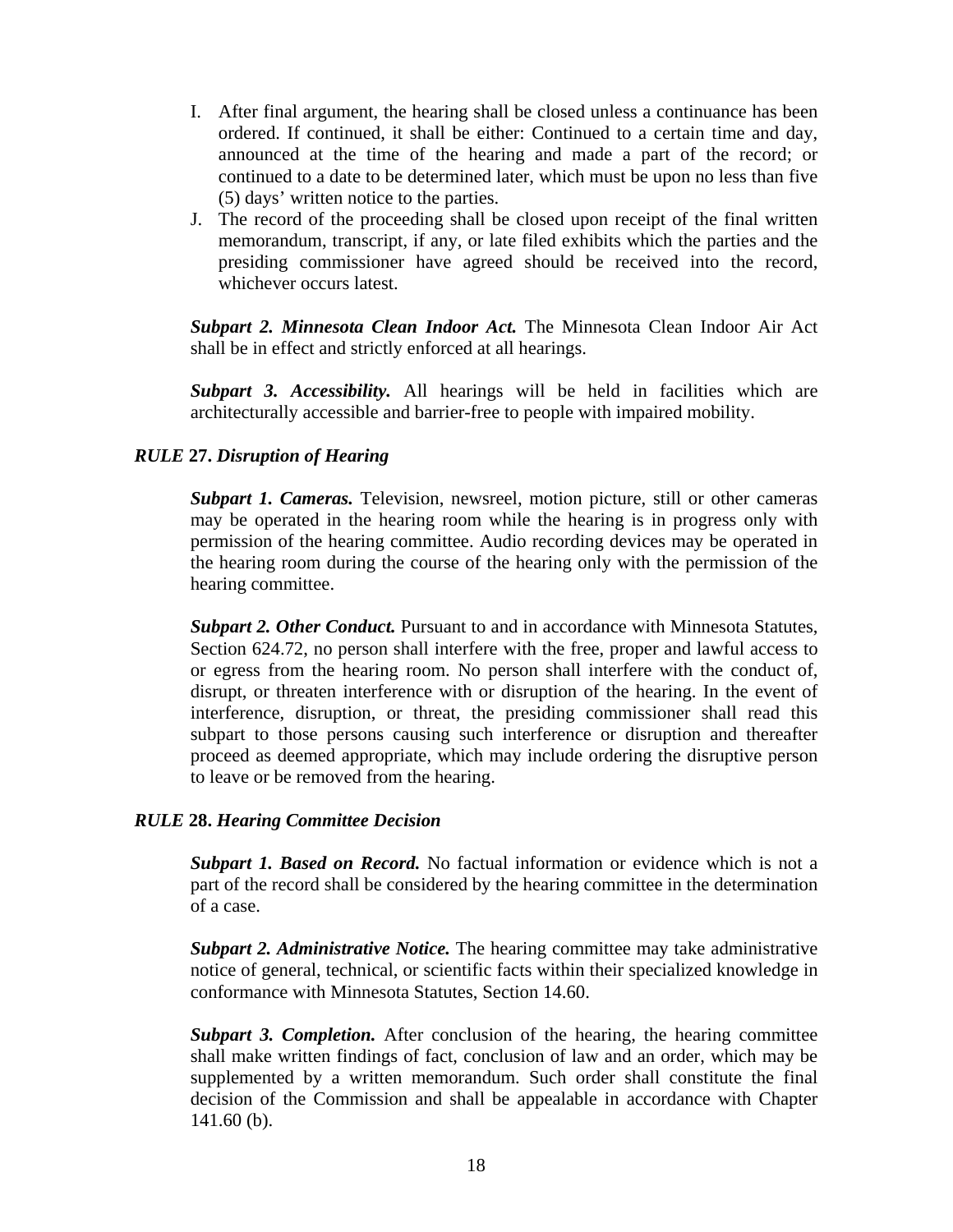I. After final argument, the hearing shall be closed unless a continuance has been ordered. If continued, it shall be either: Continued to a certain time and day, announced at the time of the hearing and made a part of the record; or continued to a date to be determined later, which must be upon no less than five (5) days' written notice to the parties.
J. The record of the proceeding shall be closed upon receipt of the final written memorandum, transcript, if any, or late filed exhibits which the parties and the presiding commissioner have agreed should be received into the record, whichever occurs latest.

***Subpart 2. Minnesota Clean Indoor Act.*** The Minnesota Clean Indoor Air Act shall be in effect and strictly enforced at all hearings.

***Subpart 3. Accessibility.*** All hearings will be held in facilities which are architecturally accessible and barrier-free to people with impaired mobility.

### *RULE* **27.** *Disruption of Hearing*

***Subpart 1. Cameras.*** Television, newsreel, motion picture, still or other cameras may be operated in the hearing room while the hearing is in progress only with permission of the hearing committee. Audio recording devices may be operated in the hearing room during the course of the hearing only with the permission of the hearing committee.

***Subpart 2. Other Conduct.*** Pursuant to and in accordance with Minnesota Statutes, Section 624.72, no person shall interfere with the free, proper and lawful access to or egress from the hearing room. No person shall interfere with the conduct of, disrupt, or threaten interference with or disruption of the hearing. In the event of interference, disruption, or threat, the presiding commissioner shall read this subpart to those persons causing such interference or disruption and thereafter proceed as deemed appropriate, which may include ordering the disruptive person to leave or be removed from the hearing.

### *RULE* **28.** *Hearing Committee Decision*

***Subpart 1. Based on Record.*** No factual information or evidence which is not a part of the record shall be considered by the hearing committee in the determination of a case.

***Subpart 2. Administrative Notice.*** The hearing committee may take administrative notice of general, technical, or scientific facts within their specialized knowledge in conformance with Minnesota Statutes, Section 14.60.

***Subpart 3. Completion.*** After conclusion of the hearing, the hearing committee shall make written findings of fact, conclusion of law and an order, which may be supplemented by a written memorandum. Such order shall constitute the final decision of the Commission and shall be appealable in accordance with Chapter 141.60 (b).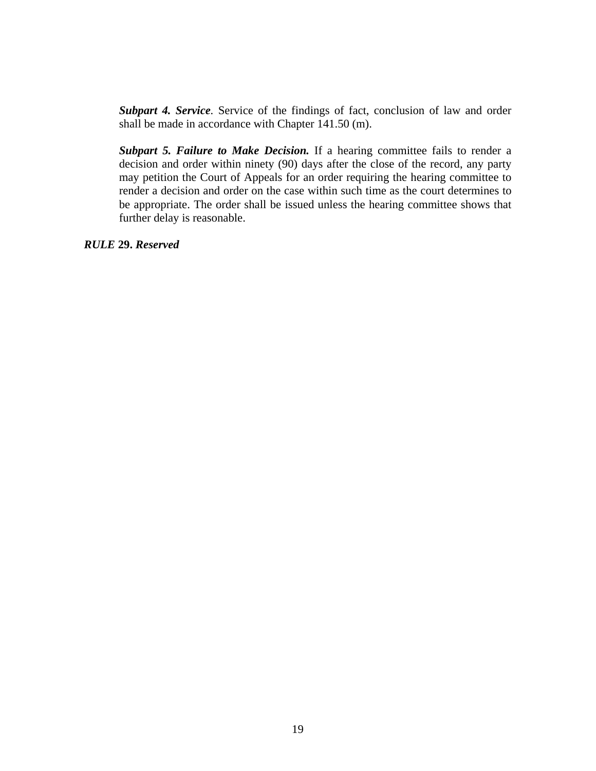***Subpart 4. Service***. Service of the findings of fact, conclusion of law and order shall be made in accordance with Chapter 141.50 (m).

***Subpart 5. Failure to Make Decision.*** If a hearing committee fails to render a decision and order within ninety (90) days after the close of the record, any party may petition the Court of Appeals for an order requiring the hearing committee to render a decision and order on the case within such time as the court determines to be appropriate. The order shall be issued unless the hearing committee shows that further delay is reasonable.

***RULE* 29. *Reserved***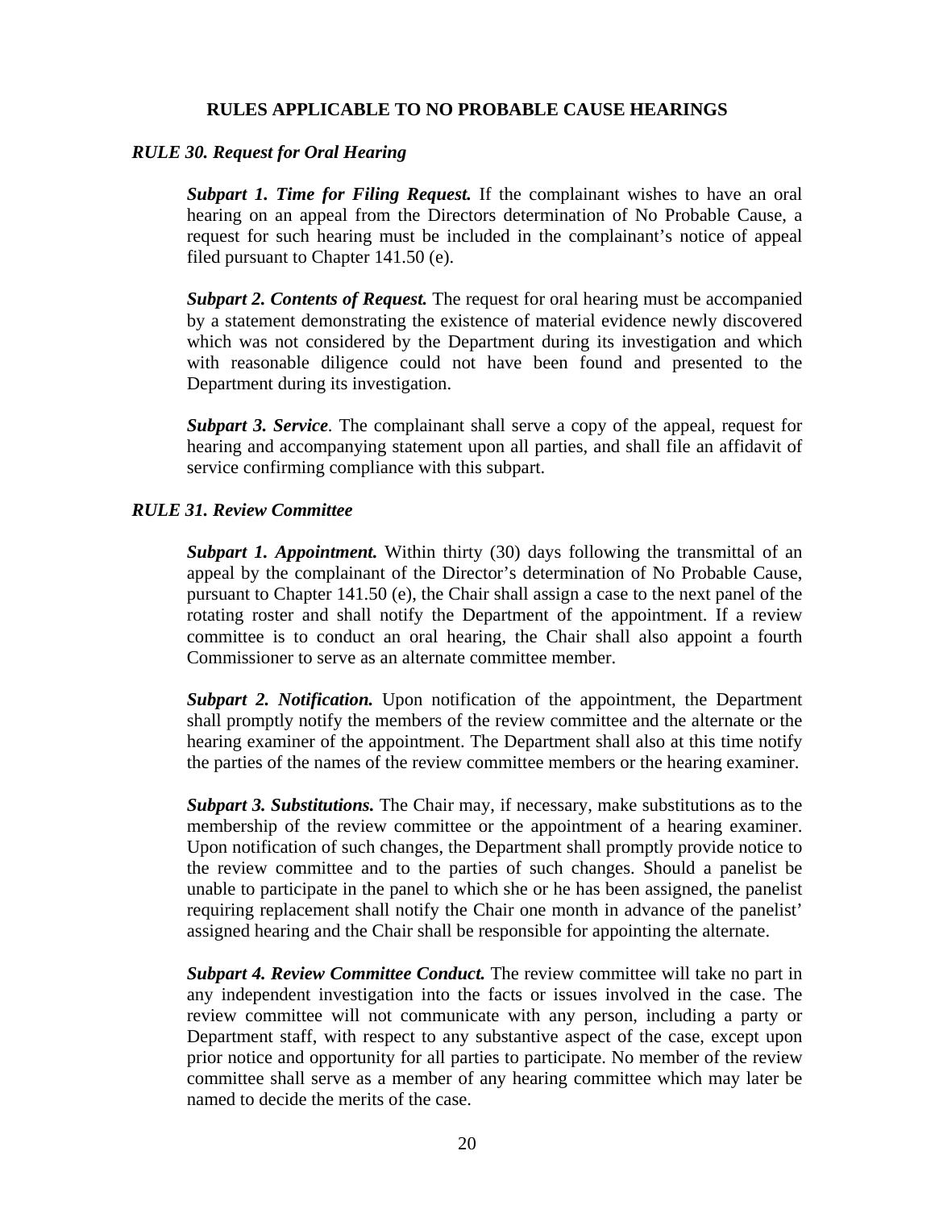## RULES APPLICABLE TO NO PROBABLE CAUSE HEARINGS

### *RULE 30. Request for Oral Hearing*

***Subpart 1. Time for Filing Request.*** If the complainant wishes to have an oral hearing on an appeal from the Directors determination of No Probable Cause, a request for such hearing must be included in the complainant's notice of appeal filed pursuant to Chapter 141.50 (e).

***Subpart 2. Contents of Request.*** The request for oral hearing must be accompanied by a statement demonstrating the existence of material evidence newly discovered which was not considered by the Department during its investigation and which with reasonable diligence could not have been found and presented to the Department during its investigation.

***Subpart 3. Service***. The complainant shall serve a copy of the appeal, request for hearing and accompanying statement upon all parties, and shall file an affidavit of service confirming compliance with this subpart.

### *RULE 31. Review Committee*

***Subpart 1. Appointment.*** Within thirty (30) days following the transmittal of an appeal by the complainant of the Director's determination of No Probable Cause, pursuant to Chapter 141.50 (e), the Chair shall assign a case to the next panel of the rotating roster and shall notify the Department of the appointment. If a review committee is to conduct an oral hearing, the Chair shall also appoint a fourth Commissioner to serve as an alternate committee member.

***Subpart 2. Notification.*** Upon notification of the appointment, the Department shall promptly notify the members of the review committee and the alternate or the hearing examiner of the appointment. The Department shall also at this time notify the parties of the names of the review committee members or the hearing examiner.

***Subpart 3. Substitutions.*** The Chair may, if necessary, make substitutions as to the membership of the review committee or the appointment of a hearing examiner. Upon notification of such changes, the Department shall promptly provide notice to the review committee and to the parties of such changes. Should a panelist be unable to participate in the panel to which she or he has been assigned, the panelist requiring replacement shall notify the Chair one month in advance of the panelist' assigned hearing and the Chair shall be responsible for appointing the alternate.

***Subpart 4. Review Committee Conduct.*** The review committee will take no part in any independent investigation into the facts or issues involved in the case. The review committee will not communicate with any person, including a party or Department staff, with respect to any substantive aspect of the case, except upon prior notice and opportunity for all parties to participate. No member of the review committee shall serve as a member of any hearing committee which may later be named to decide the merits of the case.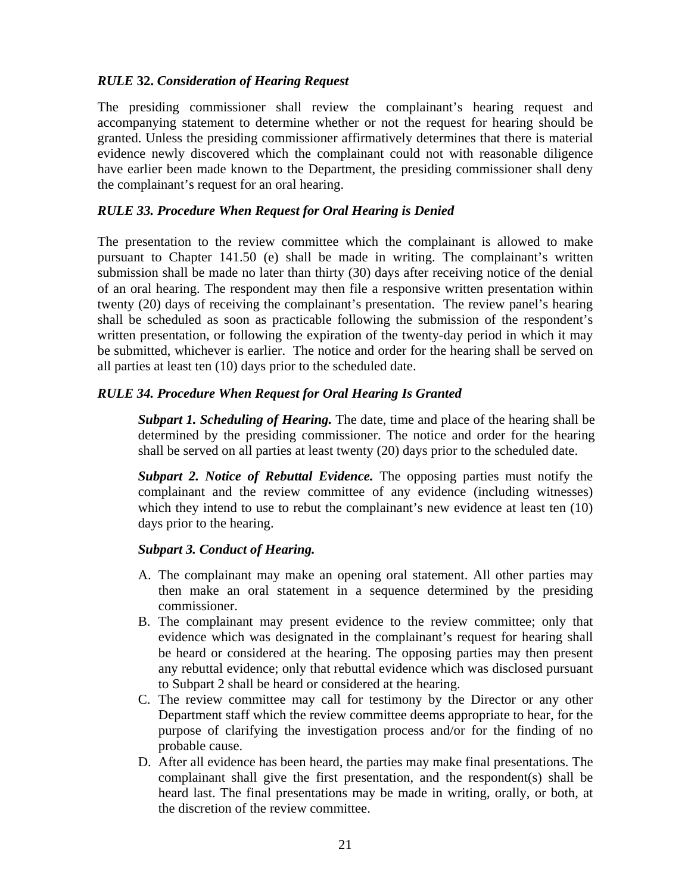***RULE* 32. *Consideration of Hearing Request***

The presiding commissioner shall review the complainant's hearing request and accompanying statement to determine whether or not the request for hearing should be granted. Unless the presiding commissioner affirmatively determines that there is material evidence newly discovered which the complainant could not with reasonable diligence have earlier been made known to the Department, the presiding commissioner shall deny the complainant's request for an oral hearing.

***RULE 33. Procedure When Request for Oral Hearing is Denied***

The presentation to the review committee which the complainant is allowed to make pursuant to Chapter 141.50 (e) shall be made in writing. The complainant's written submission shall be made no later than thirty (30) days after receiving notice of the denial of an oral hearing. The respondent may then file a responsive written presentation within twenty (20) days of receiving the complainant's presentation. The review panel's hearing shall be scheduled as soon as practicable following the submission of the respondent's written presentation, or following the expiration of the twenty-day period in which it may be submitted, whichever is earlier. The notice and order for the hearing shall be served on all parties at least ten (10) days prior to the scheduled date.

***RULE 34. Procedure When Request for Oral Hearing Is Granted***

***Subpart 1. Scheduling of Hearing.*** The date, time and place of the hearing shall be determined by the presiding commissioner. The notice and order for the hearing shall be served on all parties at least twenty (20) days prior to the scheduled date.

***Subpart 2. Notice of Rebuttal Evidence.*** The opposing parties must notify the complainant and the review committee of any evidence (including witnesses) which they intend to use to rebut the complainant's new evidence at least ten (10) days prior to the hearing.

***Subpart 3. Conduct of Hearing.***

A. The complainant may make an opening oral statement. All other parties may then make an oral statement in a sequence determined by the presiding commissioner.
B. The complainant may present evidence to the review committee; only that evidence which was designated in the complainant's request for hearing shall be heard or considered at the hearing. The opposing parties may then present any rebuttal evidence; only that rebuttal evidence which was disclosed pursuant to Subpart 2 shall be heard or considered at the hearing.
C. The review committee may call for testimony by the Director or any other Department staff which the review committee deems appropriate to hear, for the purpose of clarifying the investigation process and/or for the finding of no probable cause.
D. After all evidence has been heard, the parties may make final presentations. The complainant shall give the first presentation, and the respondent(s) shall be heard last. The final presentations may be made in writing, orally, or both, at the discretion of the review committee.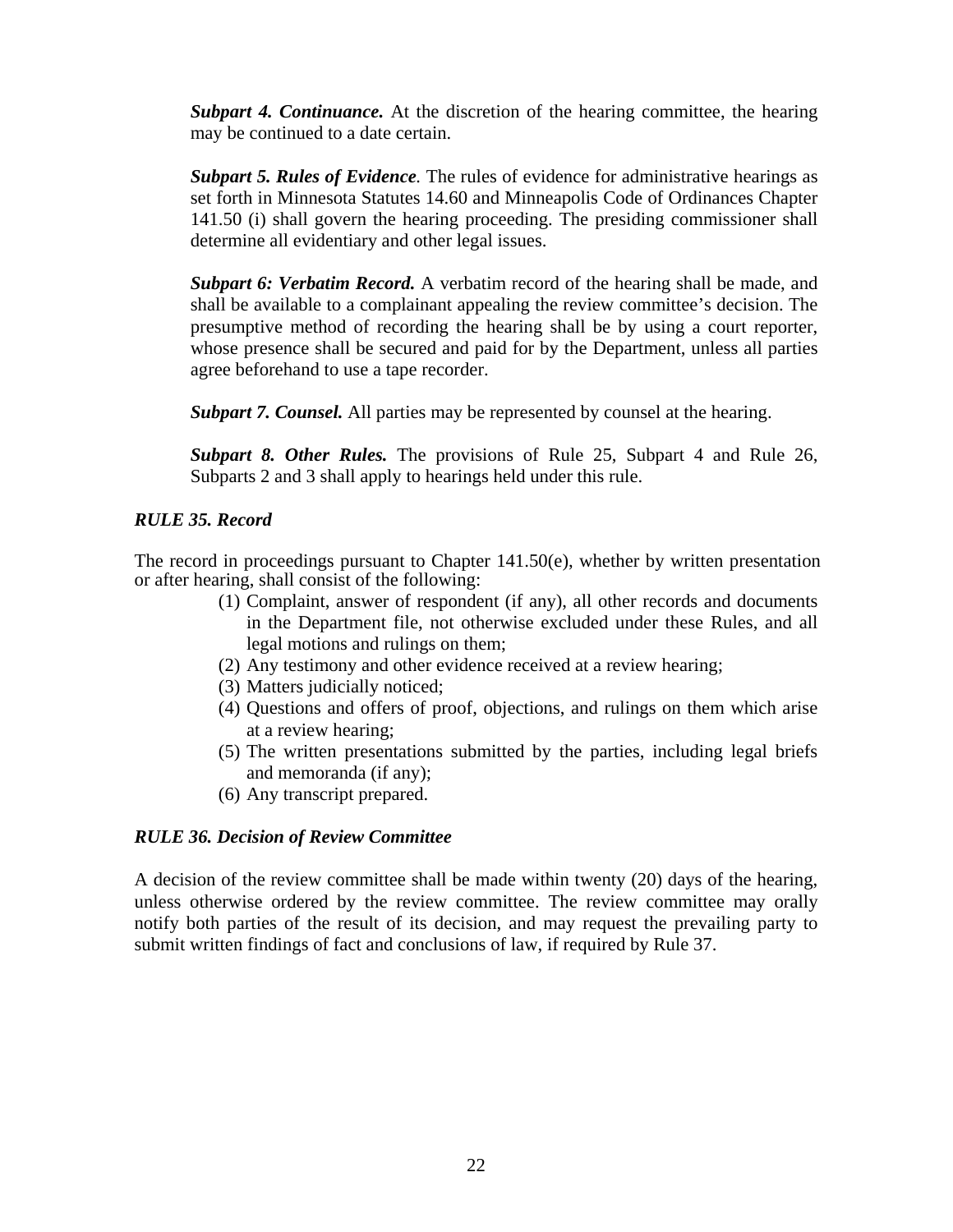***Subpart 4. Continuance.*** At the discretion of the hearing committee, the hearing may be continued to a date certain.

***Subpart 5. Rules of Evidence***. The rules of evidence for administrative hearings as set forth in Minnesota Statutes 14.60 and Minneapolis Code of Ordinances Chapter 141.50 (i) shall govern the hearing proceeding. The presiding commissioner shall determine all evidentiary and other legal issues.

***Subpart 6: Verbatim Record.*** A verbatim record of the hearing shall be made, and shall be available to a complainant appealing the review committee's decision. The presumptive method of recording the hearing shall be by using a court reporter, whose presence shall be secured and paid for by the Department, unless all parties agree beforehand to use a tape recorder.

***Subpart 7. Counsel.*** All parties may be represented by counsel at the hearing.

***Subpart 8. Other Rules.*** The provisions of Rule 25, Subpart 4 and Rule 26, Subparts 2 and 3 shall apply to hearings held under this rule.

### *RULE 35. Record*

The record in proceedings pursuant to Chapter 141.50(e), whether by written presentation or after hearing, shall consist of the following:

1. Complaint, answer of respondent (if any), all other records and documents in the Department file, not otherwise excluded under these Rules, and all legal motions and rulings on them;
2. Any testimony and other evidence received at a review hearing;
3. Matters judicially noticed;
4. Questions and offers of proof, objections, and rulings on them which arise at a review hearing;
5. The written presentations submitted by the parties, including legal briefs and memoranda (if any);
6. Any transcript prepared.

### *RULE 36. Decision of Review Committee*

A decision of the review committee shall be made within twenty (20) days of the hearing, unless otherwise ordered by the review committee. The review committee may orally notify both parties of the result of its decision, and may request the prevailing party to submit written findings of fact and conclusions of law, if required by Rule 37.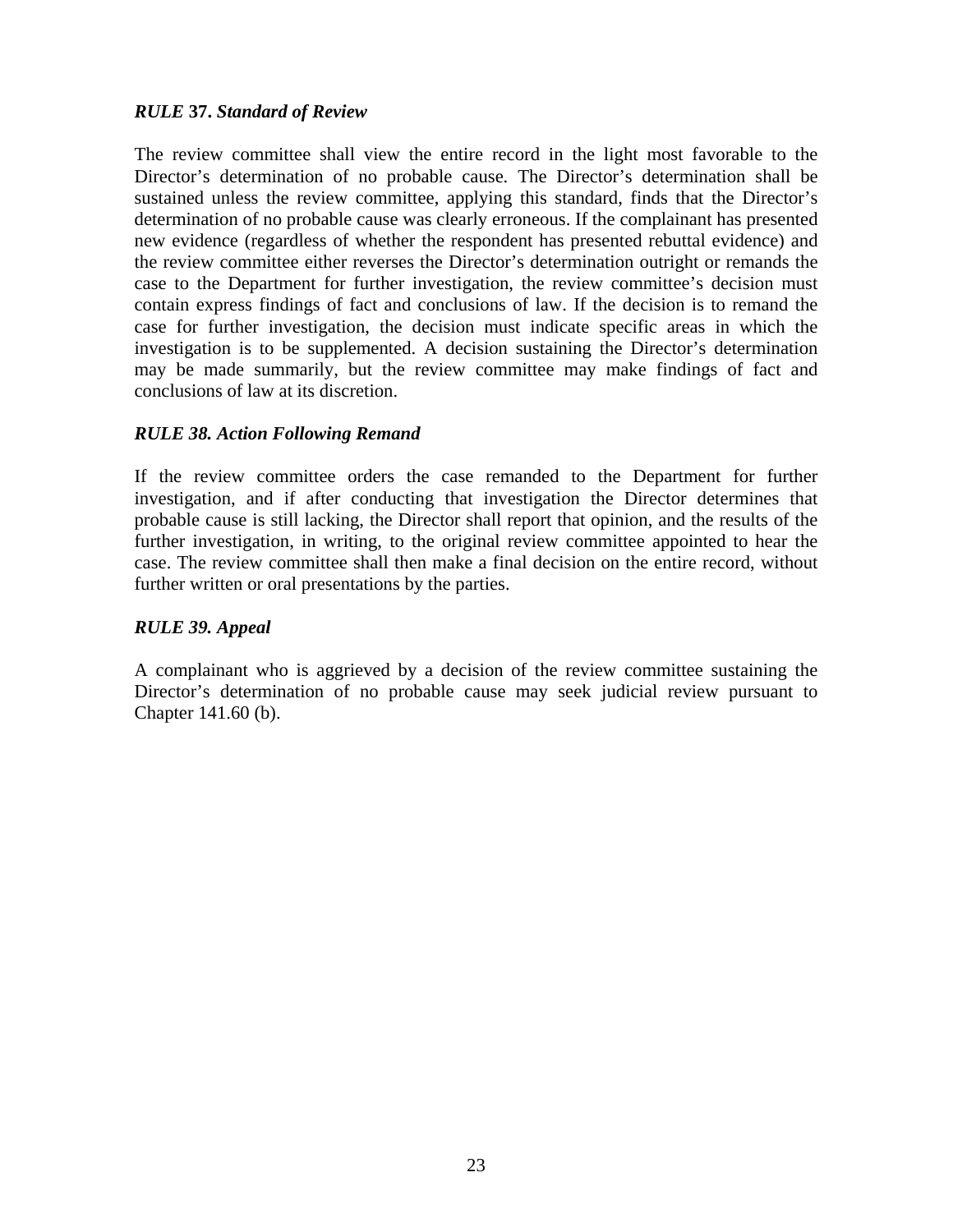### *RULE* **37.** *Standard of Review*

The review committee shall view the entire record in the light most favorable to the Director's determination of no probable cause. The Director's determination shall be sustained unless the review committee, applying this standard, finds that the Director's determination of no probable cause was clearly erroneous. If the complainant has presented new evidence (regardless of whether the respondent has presented rebuttal evidence) and the review committee either reverses the Director's determination outright or remands the case to the Department for further investigation, the review committee's decision must contain express findings of fact and conclusions of law. If the decision is to remand the case for further investigation, the decision must indicate specific areas in which the investigation is to be supplemented. A decision sustaining the Director's determination may be made summarily, but the review committee may make findings of fact and conclusions of law at its discretion.

### ***RULE 38. Action Following Remand***

If the review committee orders the case remanded to the Department for further investigation, and if after conducting that investigation the Director determines that probable cause is still lacking, the Director shall report that opinion, and the results of the further investigation, in writing, to the original review committee appointed to hear the case. The review committee shall then make a final decision on the entire record, without further written or oral presentations by the parties.

### ***RULE 39. Appeal***

A complainant who is aggrieved by a decision of the review committee sustaining the Director's determination of no probable cause may seek judicial review pursuant to Chapter 141.60 (b).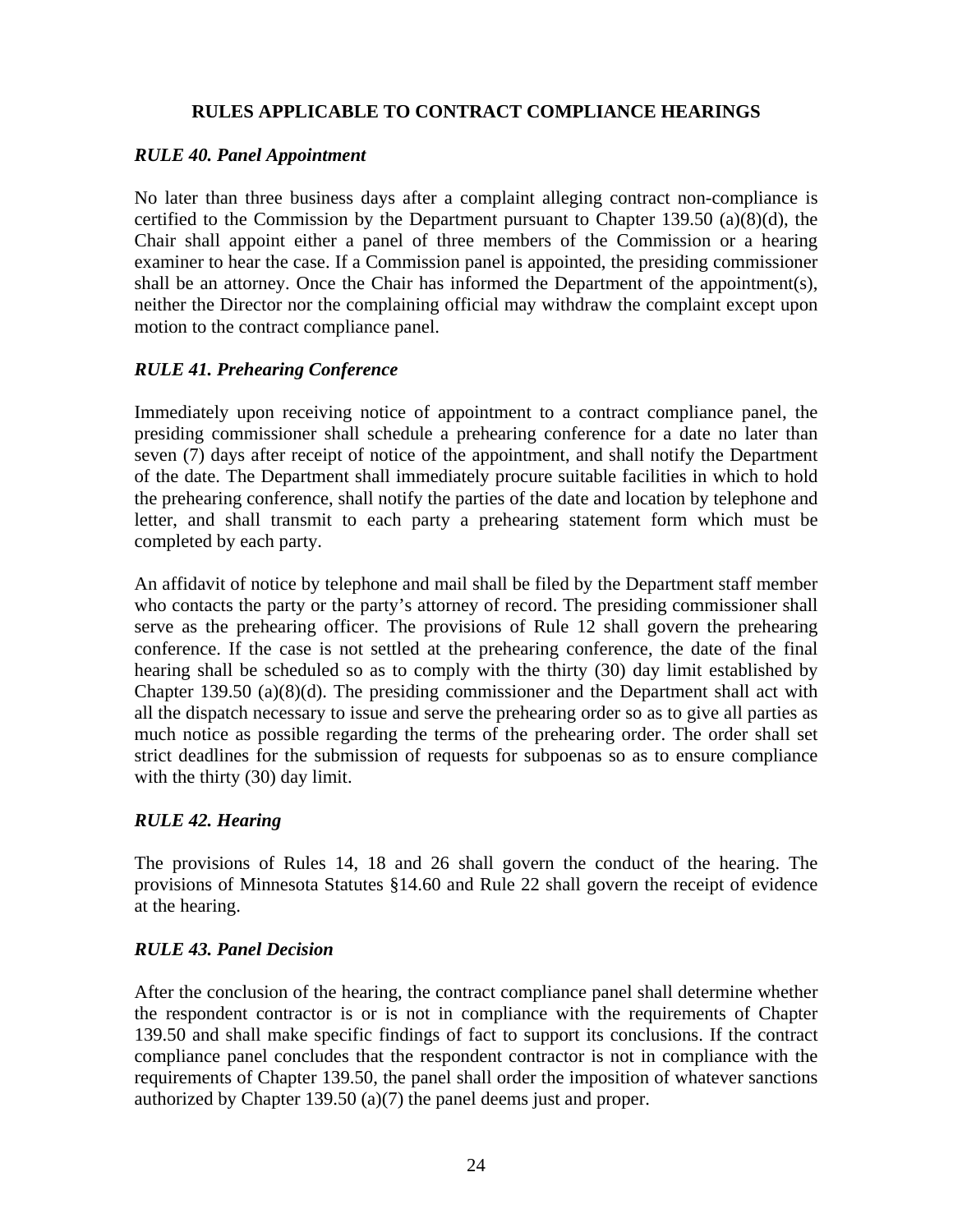**RULES APPLICABLE TO CONTRACT COMPLIANCE HEARINGS**

***RULE 40. Panel Appointment***

No later than three business days after a complaint alleging contract non-compliance is certified to the Commission by the Department pursuant to Chapter 139.50 (a)(8)(d), the Chair shall appoint either a panel of three members of the Commission or a hearing examiner to hear the case. If a Commission panel is appointed, the presiding commissioner shall be an attorney. Once the Chair has informed the Department of the appointment(s), neither the Director nor the complaining official may withdraw the complaint except upon motion to the contract compliance panel.

***RULE 41. Prehearing Conference***

Immediately upon receiving notice of appointment to a contract compliance panel, the presiding commissioner shall schedule a prehearing conference for a date no later than seven (7) days after receipt of notice of the appointment, and shall notify the Department of the date. The Department shall immediately procure suitable facilities in which to hold the prehearing conference, shall notify the parties of the date and location by telephone and letter, and shall transmit to each party a prehearing statement form which must be completed by each party.

An affidavit of notice by telephone and mail shall be filed by the Department staff member who contacts the party or the party's attorney of record. The presiding commissioner shall serve as the prehearing officer. The provisions of Rule 12 shall govern the prehearing conference. If the case is not settled at the prehearing conference, the date of the final hearing shall be scheduled so as to comply with the thirty (30) day limit established by Chapter 139.50 (a)(8)(d). The presiding commissioner and the Department shall act with all the dispatch necessary to issue and serve the prehearing order so as to give all parties as much notice as possible regarding the terms of the prehearing order. The order shall set strict deadlines for the submission of requests for subpoenas so as to ensure compliance with the thirty (30) day limit.

***RULE 42. Hearing***

The provisions of Rules 14, 18 and 26 shall govern the conduct of the hearing. The provisions of Minnesota Statutes §14.60 and Rule 22 shall govern the receipt of evidence at the hearing.

***RULE 43. Panel Decision***

After the conclusion of the hearing, the contract compliance panel shall determine whether the respondent contractor is or is not in compliance with the requirements of Chapter 139.50 and shall make specific findings of fact to support its conclusions. If the contract compliance panel concludes that the respondent contractor is not in compliance with the requirements of Chapter 139.50, the panel shall order the imposition of whatever sanctions authorized by Chapter 139.50 (a)(7) the panel deems just and proper.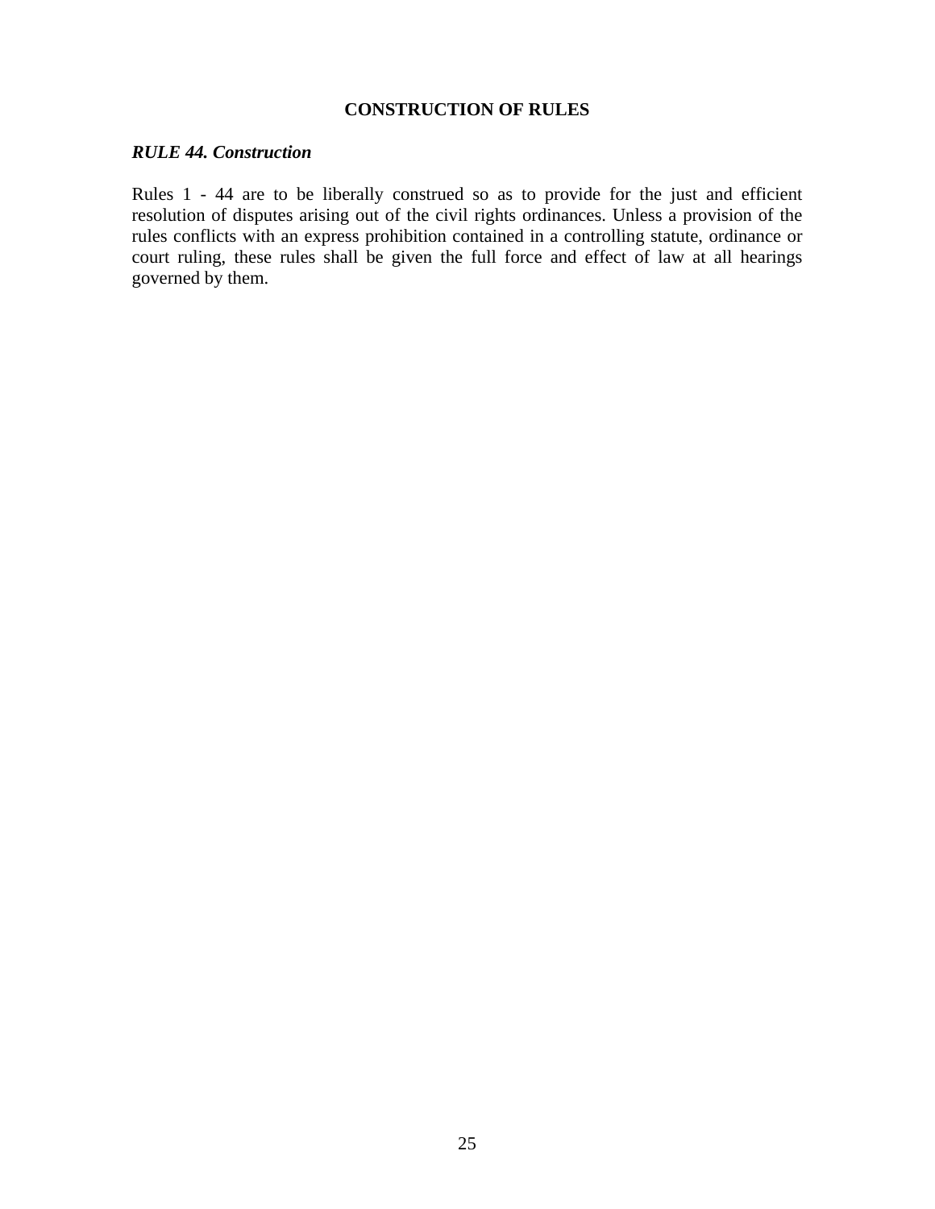## CONSTRUCTION OF RULES

### *RULE 44. Construction*

Rules 1 - 44 are to be liberally construed so as to provide for the just and efficient resolution of disputes arising out of the civil rights ordinances. Unless a provision of the rules conflicts with an express prohibition contained in a controlling statute, ordinance or court ruling, these rules shall be given the full force and effect of law at all hearings governed by them.